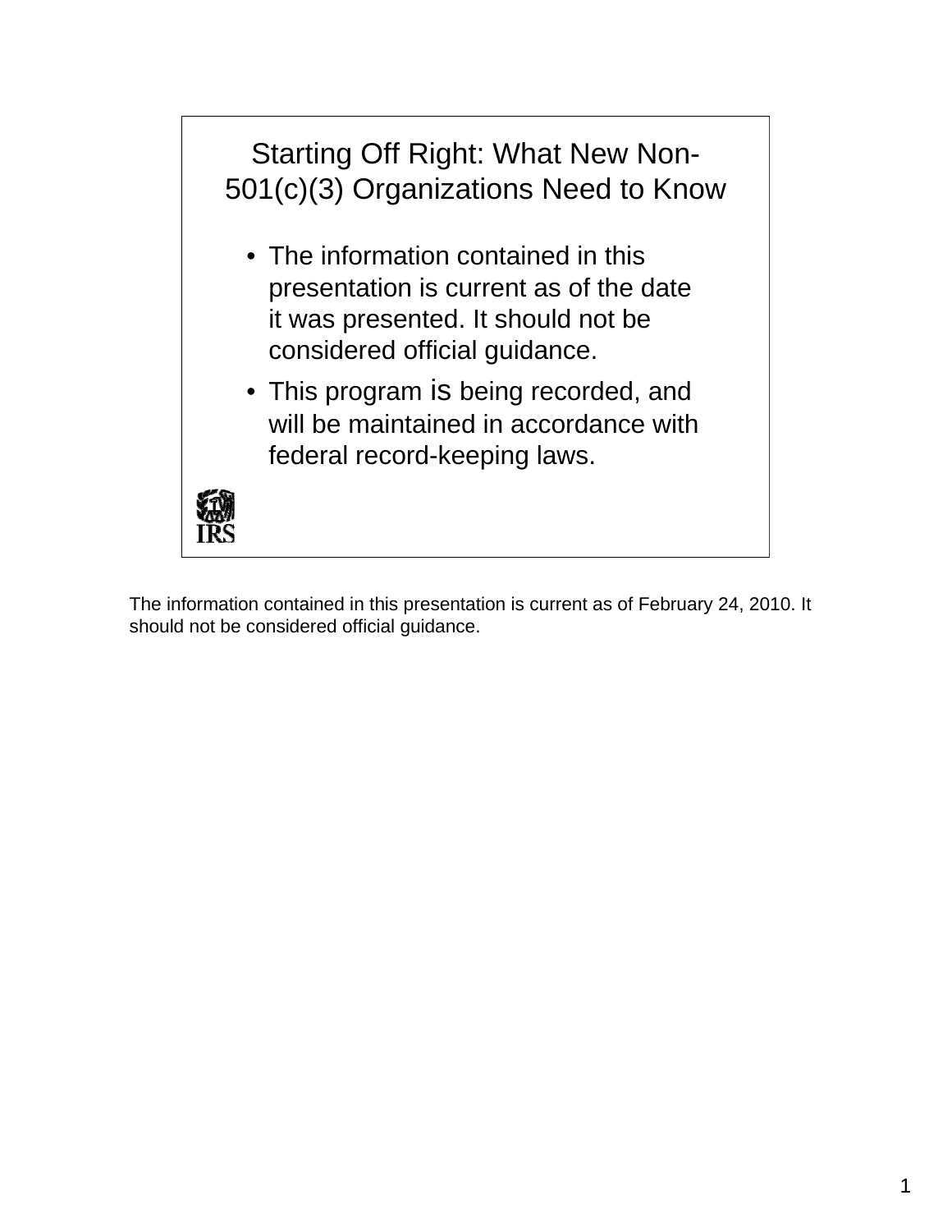# Starting Off Right: What New Non-501(c)(3) Organizations Need to Know

- The information contained in this presentation is current as of the date it was presented. It should not be considered official guidance.
- This program is being recorded, and will be maintained in accordance with federal record-keeping laws.

IRS

The information contained in this presentation is current as of February 24, 2010. It should not be considered official guidance.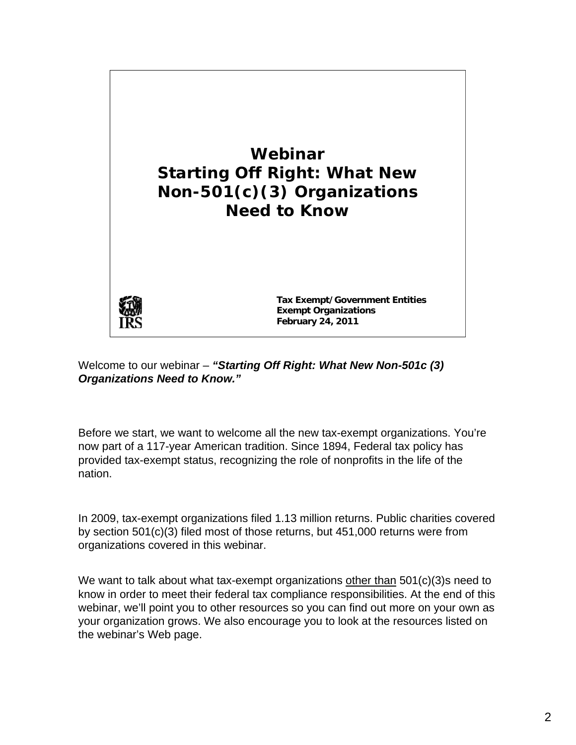# Webinar
# Starting Off Right: What New Non-501(c)(3) Organizations Need to Know

**Tax Exempt/Government Entities**
**Exempt Organizations**
**February 24, 2011**

Welcome to our webinar – ***"Starting Off Right: What New Non-501c (3) Organizations Need to Know."***

Before we start, we want to welcome all the new tax-exempt organizations. You're now part of a 117-year American tradition. Since 1894, Federal tax policy has provided tax-exempt status, recognizing the role of nonprofits in the life of the nation.

In 2009, tax-exempt organizations filed 1.13 million returns. Public charities covered by section 501(c)(3) filed most of those returns, but 451,000 returns were from organizations covered in this webinar.

We want to talk about what tax-exempt organizations other than 501(c)(3)s need to know in order to meet their federal tax compliance responsibilities. At the end of this webinar, we'll point you to other resources so you can find out more on your own as your organization grows. We also encourage you to look at the resources listed on the webinar's Web page.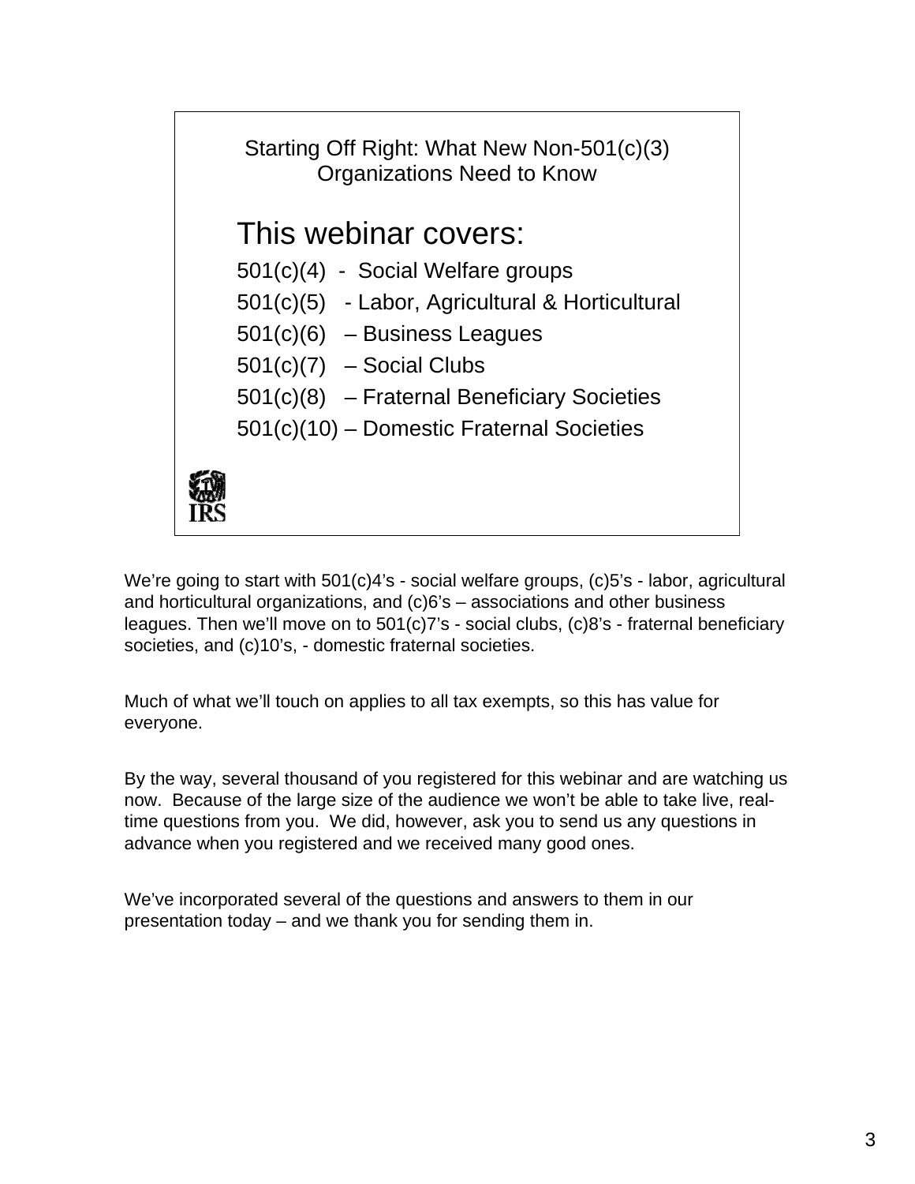Starting Off Right: What New Non-501(c)(3) Organizations Need to Know

## This webinar covers:

501(c)(4) - Social Welfare groups
501(c)(5) - Labor, Agricultural & Horticultural
501(c)(6) – Business Leagues
501(c)(7) – Social Clubs
501(c)(8) – Fraternal Beneficiary Societies
501(c)(10) – Domestic Fraternal Societies

IRS

We're going to start with 501(c)4's - social welfare groups, (c)5's - labor, agricultural and horticultural organizations, and (c)6's – associations and other business leagues. Then we'll move on to 501(c)7's - social clubs, (c)8's - fraternal beneficiary societies, and (c)10's, - domestic fraternal societies.

Much of what we'll touch on applies to all tax exempts, so this has value for everyone.

By the way, several thousand of you registered for this webinar and are watching us now. Because of the large size of the audience we won't be able to take live, real-time questions from you. We did, however, ask you to send us any questions in advance when you registered and we received many good ones.

We've incorporated several of the questions and answers to them in our presentation today – and we thank you for sending them in.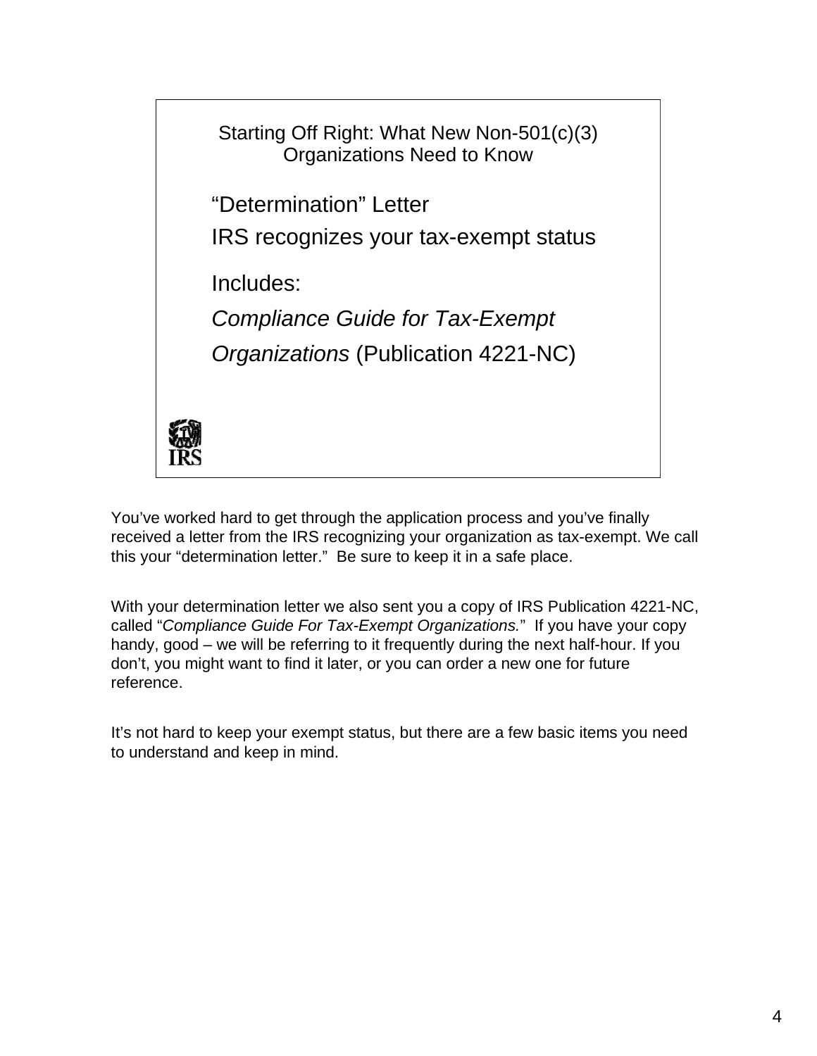## Starting Off Right: What New Non-501(c)(3) Organizations Need to Know

“Determination” Letter

IRS recognizes your tax-exempt status

Includes:

*Compliance Guide for Tax-Exempt Organizations* (Publication 4221-NC)

You’ve worked hard to get through the application process and you’ve finally received a letter from the IRS recognizing your organization as tax-exempt. We call this your “determination letter.” Be sure to keep it in a safe place.

With your determination letter we also sent you a copy of IRS Publication 4221-NC, called “*Compliance Guide For Tax-Exempt Organizations.*” If you have your copy handy, good – we will be referring to it frequently during the next half-hour. If you don’t, you might want to find it later, or you can order a new one for future reference.

It’s not hard to keep your exempt status, but there are a few basic items you need to understand and keep in mind.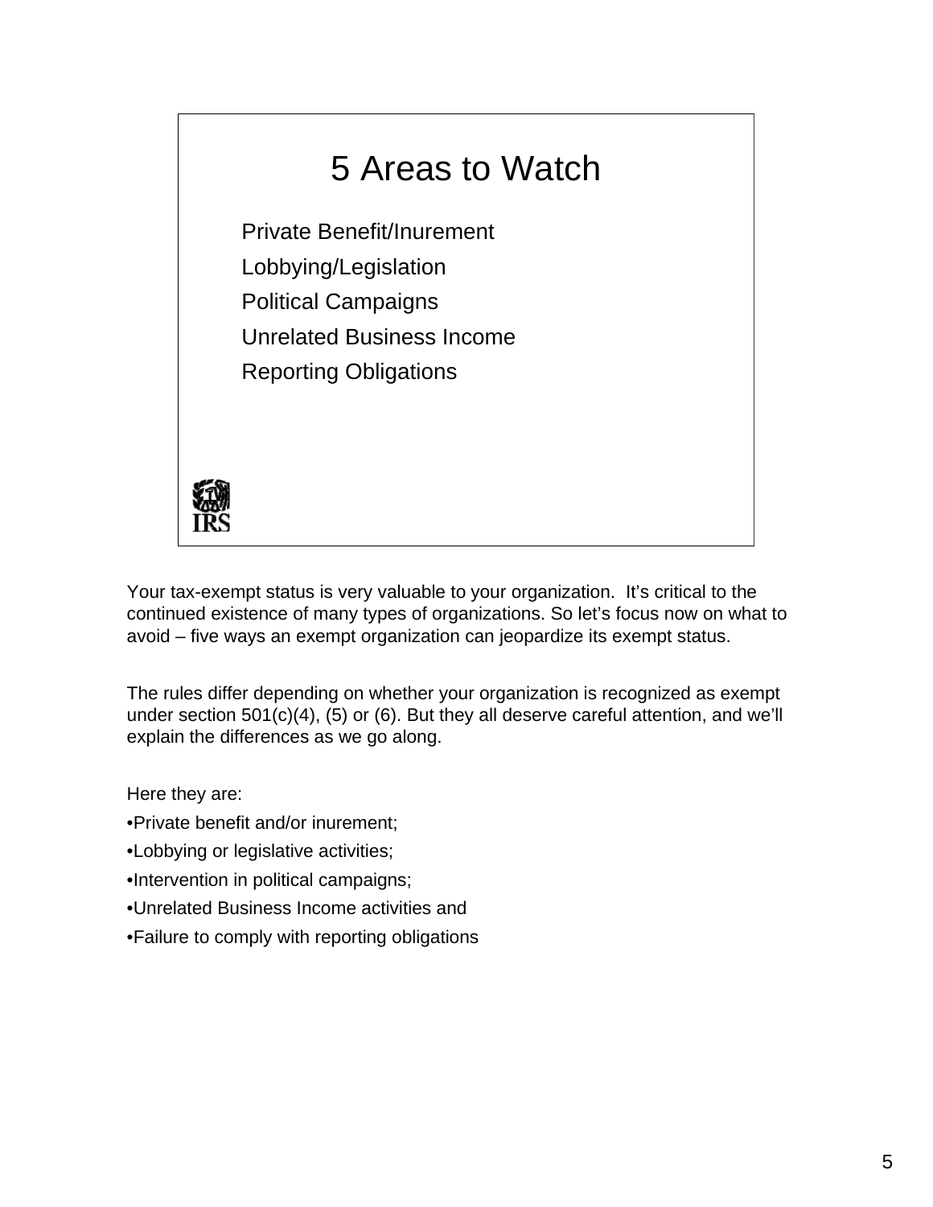## 5 Areas to Watch

Private Benefit/Inurement

Lobbying/Legislation

Political Campaigns

Unrelated Business Income

Reporting Obligations

Your tax-exempt status is very valuable to your organization. It's critical to the continued existence of many types of organizations. So let's focus now on what to avoid – five ways an exempt organization can jeopardize its exempt status.

The rules differ depending on whether your organization is recognized as exempt under section 501(c)(4), (5) or (6). But they all deserve careful attention, and we'll explain the differences as we go along.

Here they are:

- Private benefit and/or inurement;
- Lobbying or legislative activities;
- Intervention in political campaigns;
- Unrelated Business Income activities and
- Failure to comply with reporting obligations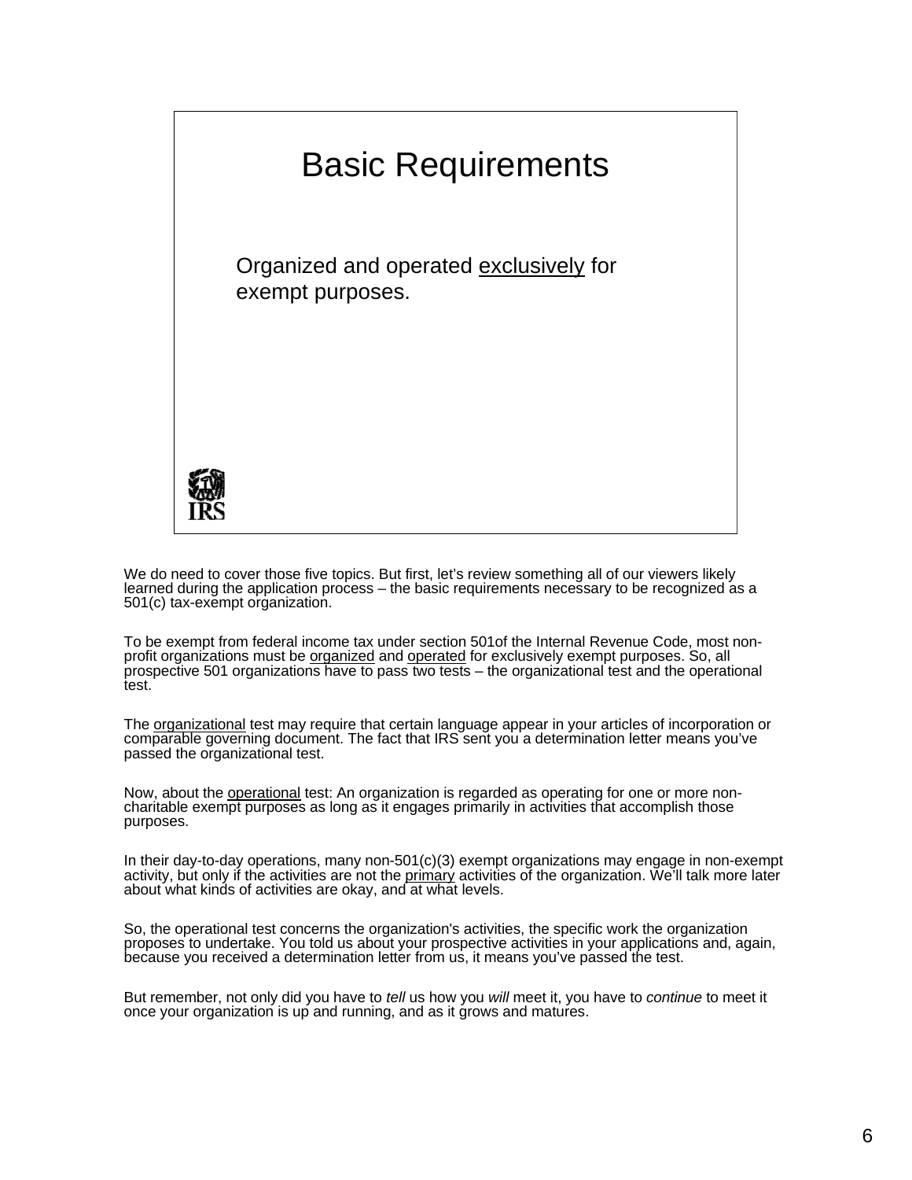## Basic Requirements

Organized and operated <u>exclusively</u> for exempt purposes.

IRS

We do need to cover those five topics. But first, let's review something all of our viewers likely learned during the application process – the basic requirements necessary to be recognized as a 501(c) tax-exempt organization.

To be exempt from federal income tax under section 501of the Internal Revenue Code, most non-profit organizations must be <u>organized</u> and <u>operated</u> for exclusively exempt purposes. So, all prospective 501 organizations have to pass two tests – the organizational test and the operational test.

The <u>organizational</u> test may require that certain language appear in your articles of incorporation or comparable governing document. The fact that IRS sent you a determination letter means you've passed the organizational test.

Now, about the <u>operational</u> test: An organization is regarded as operating for one or more non-charitable exempt purposes as long as it engages primarily in activities that accomplish those purposes.

In their day-to-day operations, many non-501(c)(3) exempt organizations may engage in non-exempt activity, but only if the activities are not the <u>primary</u> activities of the organization. We'll talk more later about what kinds of activities are okay, and at what levels.

So, the operational test concerns the organization's activities, the specific work the organization proposes to undertake. You told us about your prospective activities in your applications and, again, because you received a determination letter from us, it means you've passed the test.

But remember, not only did you have to *tell* us how you *will* meet it, you have to *continue* to meet it once your organization is up and running, and as it grows and matures.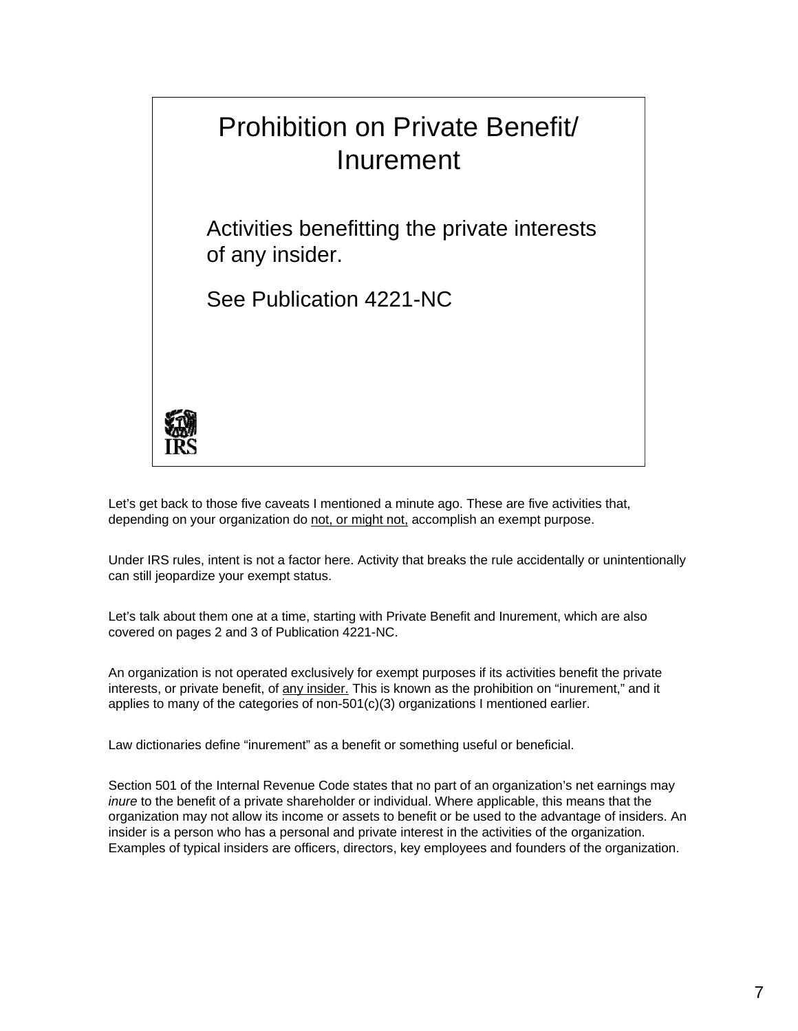## Prohibition on Private Benefit/ Inurement

Activities benefitting the private interests of any insider.

See Publication 4221-NC

Let's get back to those five caveats I mentioned a minute ago. These are five activities that, depending on your organization do <u>not, or might not,</u> accomplish an exempt purpose.

Under IRS rules, intent is not a factor here. Activity that breaks the rule accidentally or unintentionally can still jeopardize your exempt status.

Let's talk about them one at a time, starting with Private Benefit and Inurement, which are also covered on pages 2 and 3 of Publication 4221-NC.

An organization is not operated exclusively for exempt purposes if its activities benefit the private interests, or private benefit, of <u>any insider.</u> This is known as the prohibition on "inurement," and it applies to many of the categories of non-501(c)(3) organizations I mentioned earlier.

Law dictionaries define "inurement" as a benefit or something useful or beneficial.

Section 501 of the Internal Revenue Code states that no part of an organization's net earnings may *inure* to the benefit of a private shareholder or individual. Where applicable, this means that the organization may not allow its income or assets to benefit or be used to the advantage of insiders. An insider is a person who has a personal and private interest in the activities of the organization. Examples of typical insiders are officers, directors, key employees and founders of the organization.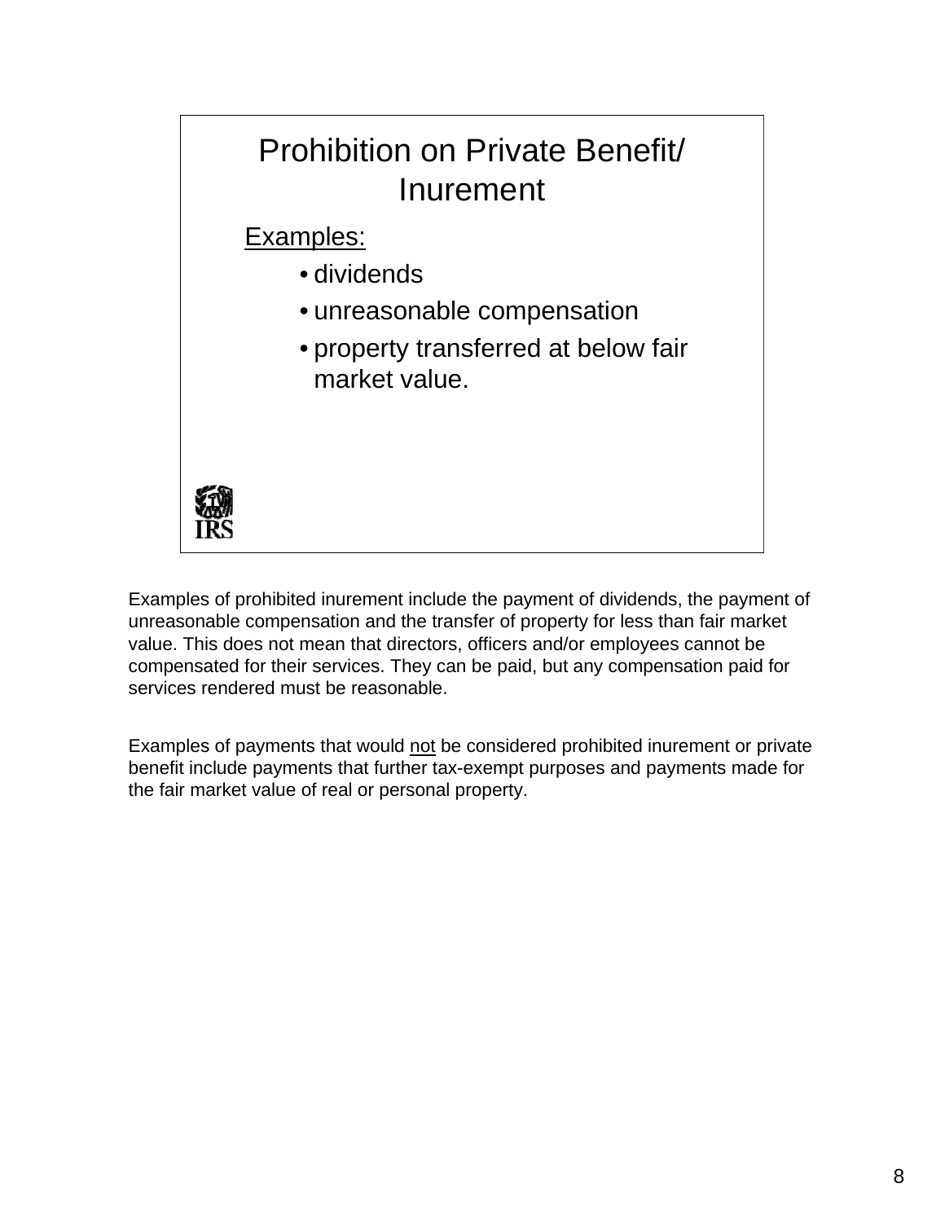## Prohibition on Private Benefit/ Inurement

Examples:

- dividends
- unreasonable compensation
- property transferred at below fair market value.

Examples of prohibited inurement include the payment of dividends, the payment of unreasonable compensation and the transfer of property for less than fair market value. This does not mean that directors, officers and/or employees cannot be compensated for their services. They can be paid, but any compensation paid for services rendered must be reasonable.

Examples of payments that would not be considered prohibited inurement or private benefit include payments that further tax-exempt purposes and payments made for the fair market value of real or personal property.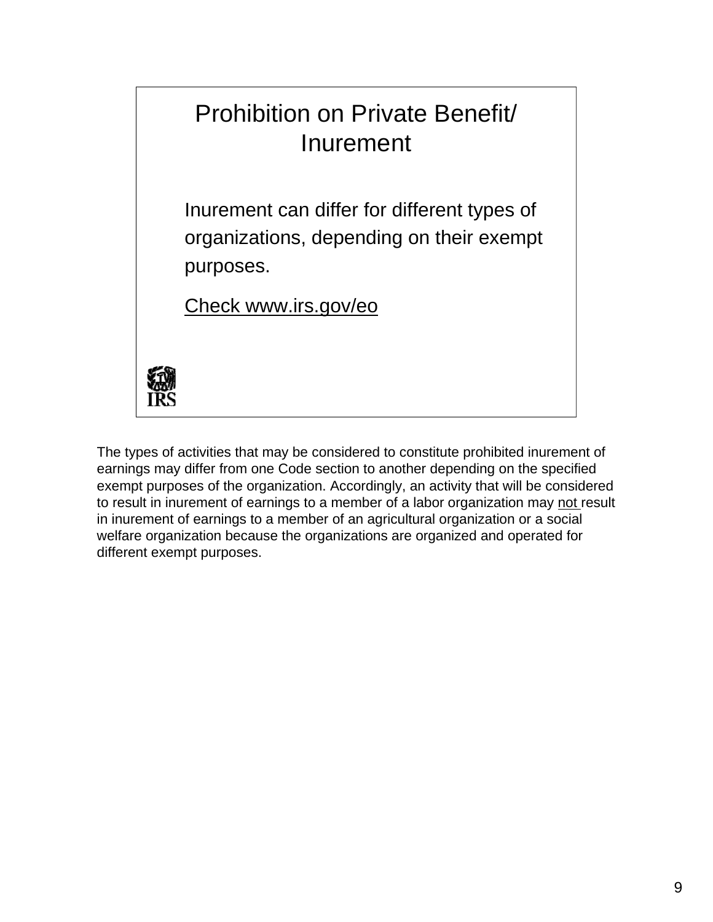## Prohibition on Private Benefit/ Inurement

Inurement can differ for different types of organizations, depending on their exempt purposes.

Check www.irs.gov/eo

The types of activities that may be considered to constitute prohibited inurement of earnings may differ from one Code section to another depending on the specified exempt purposes of the organization. Accordingly, an activity that will be considered to result in inurement of earnings to a member of a labor organization may <u>not</u> result in inurement of earnings to a member of an agricultural organization or a social welfare organization because the organizations are organized and operated for different exempt purposes.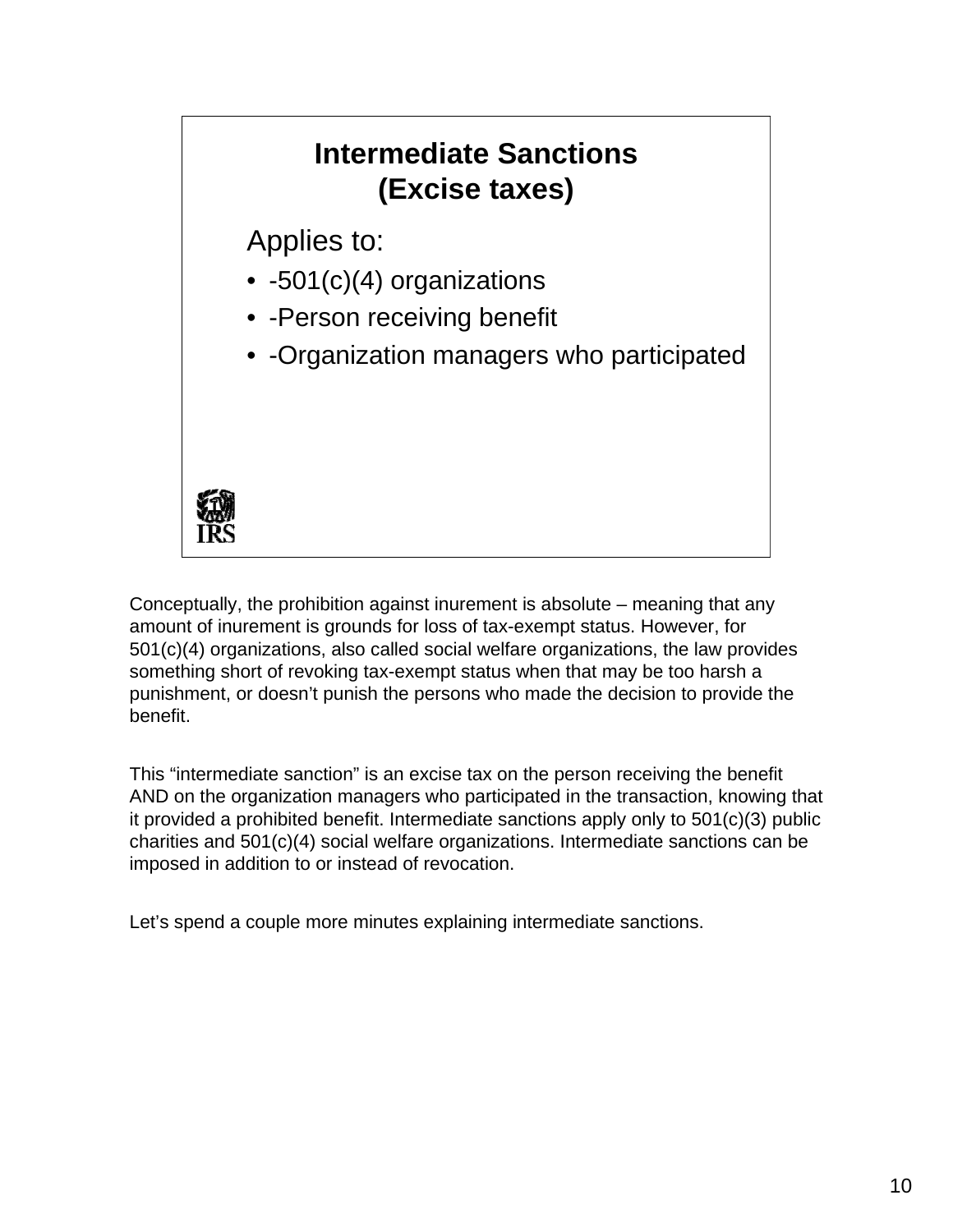## Intermediate Sanctions (Excise taxes)

Applies to:

- -501(c)(4) organizations
- -Person receiving benefit
- -Organization managers who participated

Conceptually, the prohibition against inurement is absolute – meaning that any amount of inurement is grounds for loss of tax-exempt status. However, for 501(c)(4) organizations, also called social welfare organizations, the law provides something short of revoking tax-exempt status when that may be too harsh a punishment, or doesn't punish the persons who made the decision to provide the benefit.

This "intermediate sanction" is an excise tax on the person receiving the benefit AND on the organization managers who participated in the transaction, knowing that it provided a prohibited benefit. Intermediate sanctions apply only to 501(c)(3) public charities and 501(c)(4) social welfare organizations. Intermediate sanctions can be imposed in addition to or instead of revocation.

Let's spend a couple more minutes explaining intermediate sanctions.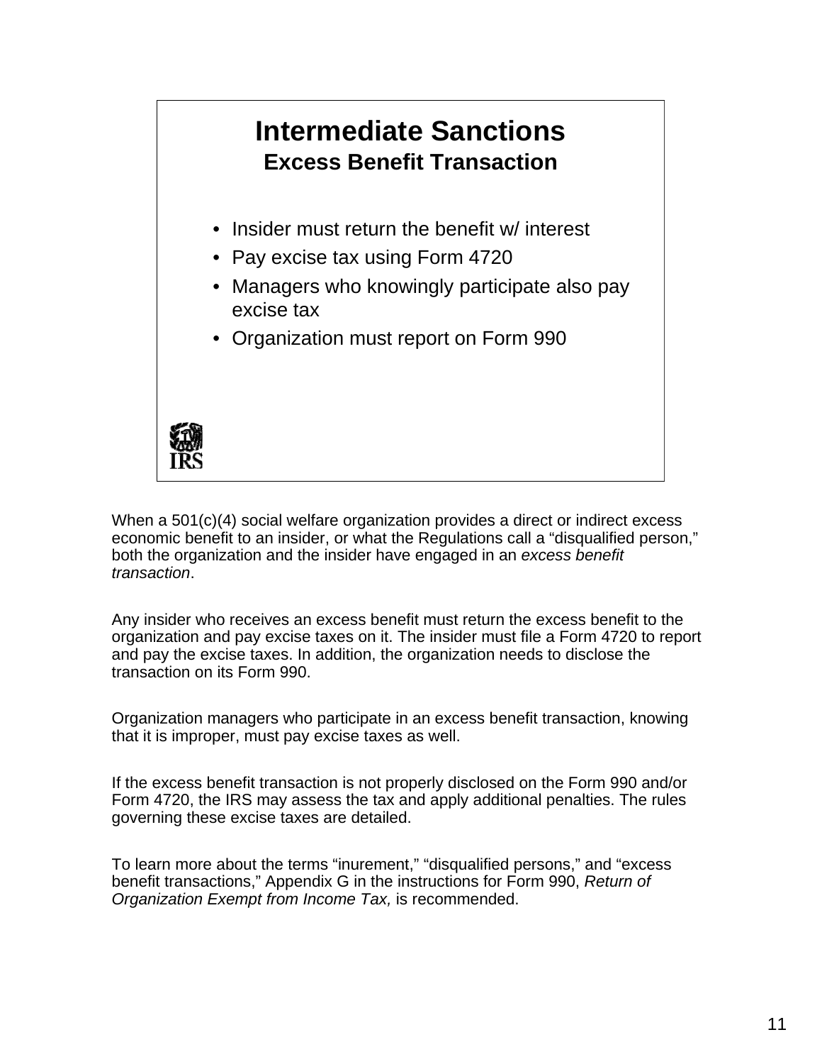# Intermediate Sanctions

## Excess Benefit Transaction

- Insider must return the benefit w/ interest
- Pay excise tax using Form 4720
- Managers who knowingly participate also pay excise tax
- Organization must report on Form 990

When a 501(c)(4) social welfare organization provides a direct or indirect excess economic benefit to an insider, or what the Regulations call a "disqualified person," both the organization and the insider have engaged in an *excess benefit transaction*.

Any insider who receives an excess benefit must return the excess benefit to the organization and pay excise taxes on it. The insider must file a Form 4720 to report and pay the excise taxes. In addition, the organization needs to disclose the transaction on its Form 990.

Organization managers who participate in an excess benefit transaction, knowing that it is improper, must pay excise taxes as well.

If the excess benefit transaction is not properly disclosed on the Form 990 and/or Form 4720, the IRS may assess the tax and apply additional penalties. The rules governing these excise taxes are detailed.

To learn more about the terms "inurement," "disqualified persons," and "excess benefit transactions," Appendix G in the instructions for Form 990, *Return of Organization Exempt from Income Tax,* is recommended.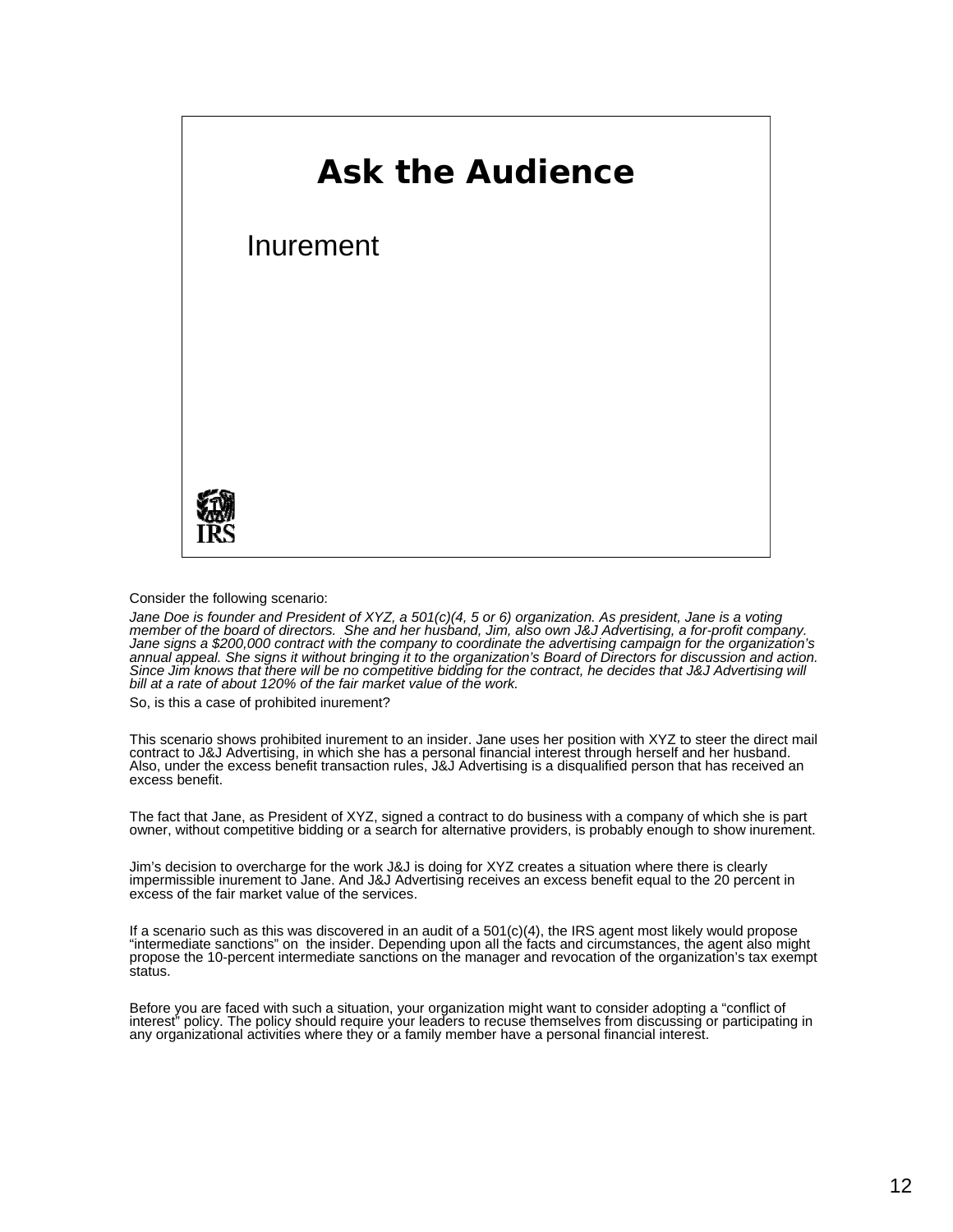# Ask the Audience

Inurement

Consider the following scenario:

*Jane Doe is founder and President of XYZ, a 501(c)(4, 5 or 6) organization. As president, Jane is a voting member of the board of directors. She and her husband, Jim, also own J&J Advertising, a for-profit company. Jane signs a $200,000 contract with the company to coordinate the advertising campaign for the organization's annual appeal. She signs it without bringing it to the organization's Board of Directors for discussion and action. Since Jim knows that there will be no competitive bidding for the contract, he decides that J&J Advertising will bill at a rate of about 120% of the fair market value of the work.*

So, is this a case of prohibited inurement?

This scenario shows prohibited inurement to an insider. Jane uses her position with XYZ to steer the direct mail contract to J&J Advertising, in which she has a personal financial interest through herself and her husband. Also, under the excess benefit transaction rules, J&J Advertising is a disqualified person that has received an excess benefit.

The fact that Jane, as President of XYZ, signed a contract to do business with a company of which she is part owner, without competitive bidding or a search for alternative providers, is probably enough to show inurement.

Jim's decision to overcharge for the work J&J is doing for XYZ creates a situation where there is clearly impermissible inurement to Jane. And J&J Advertising receives an excess benefit equal to the 20 percent in excess of the fair market value of the services.

If a scenario such as this was discovered in an audit of a 501(c)(4), the IRS agent most likely would propose "intermediate sanctions" on the insider. Depending upon all the facts and circumstances, the agent also might propose the 10-percent intermediate sanctions on the manager and revocation of the organization's tax exempt status.

Before you are faced with such a situation, your organization might want to consider adopting a "conflict of interest" policy. The policy should require your leaders to recuse themselves from discussing or participating in any organizational activities where they or a family member have a personal financial interest.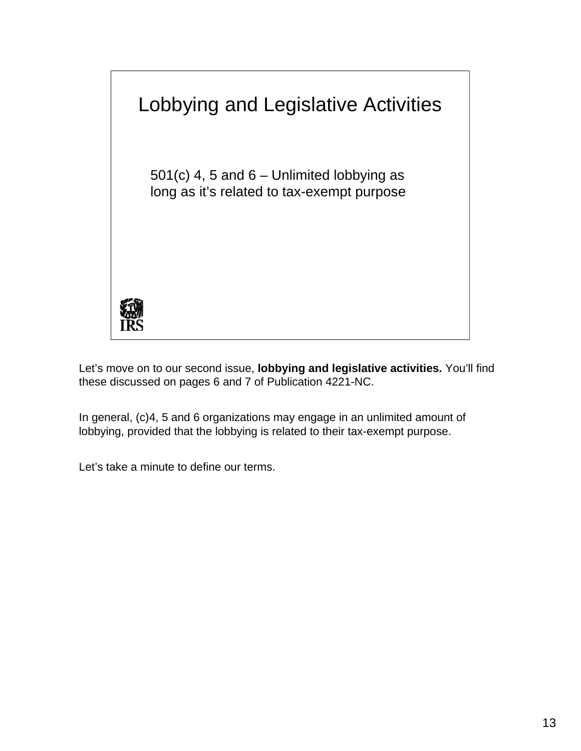## Lobbying and Legislative Activities

501(c) 4, 5 and 6 – Unlimited lobbying as long as it's related to tax-exempt purpose

Let's move on to our second issue, **lobbying and legislative activities.** You'll find these discussed on pages 6 and 7 of Publication 4221-NC.

In general, (c)4, 5 and 6 organizations may engage in an unlimited amount of lobbying, provided that the lobbying is related to their tax-exempt purpose.

Let's take a minute to define our terms.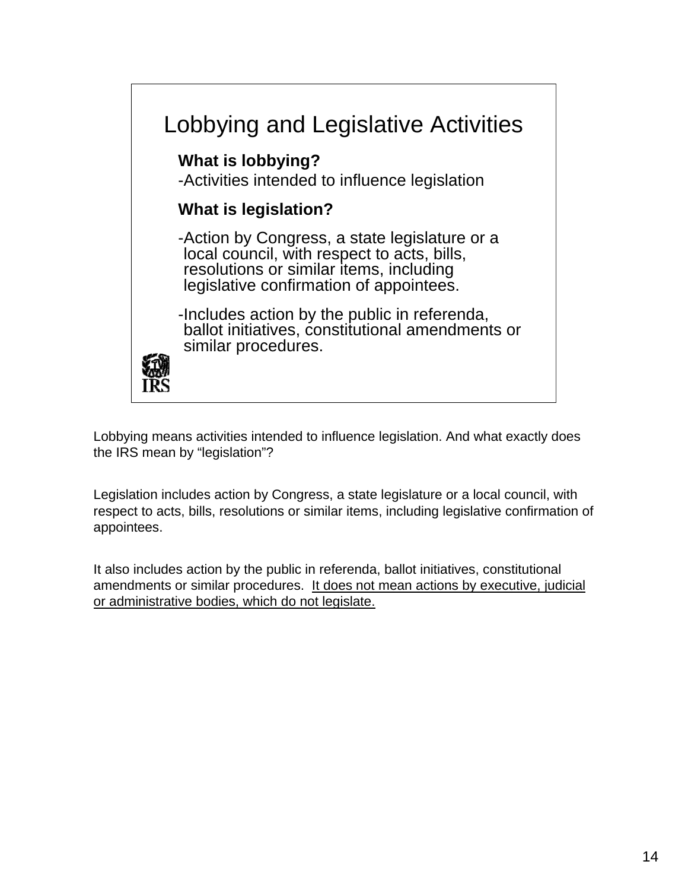## Lobbying and Legislative Activities

**What is lobbying?**

-Activities intended to influence legislation

**What is legislation?**

-Action by Congress, a state legislature or a local council, with respect to acts, bills, resolutions or similar items, including legislative confirmation of appointees.

-Includes action by the public in referenda, ballot initiatives, constitutional amendments or similar procedures.

IRS

Lobbying means activities intended to influence legislation. And what exactly does the IRS mean by "legislation"?

Legislation includes action by Congress, a state legislature or a local council, with respect to acts, bills, resolutions or similar items, including legislative confirmation of appointees.

It also includes action by the public in referenda, ballot initiatives, constitutional amendments or similar procedures. <u>It does not mean actions by executive, judicial or administrative bodies, which do not legislate.</u>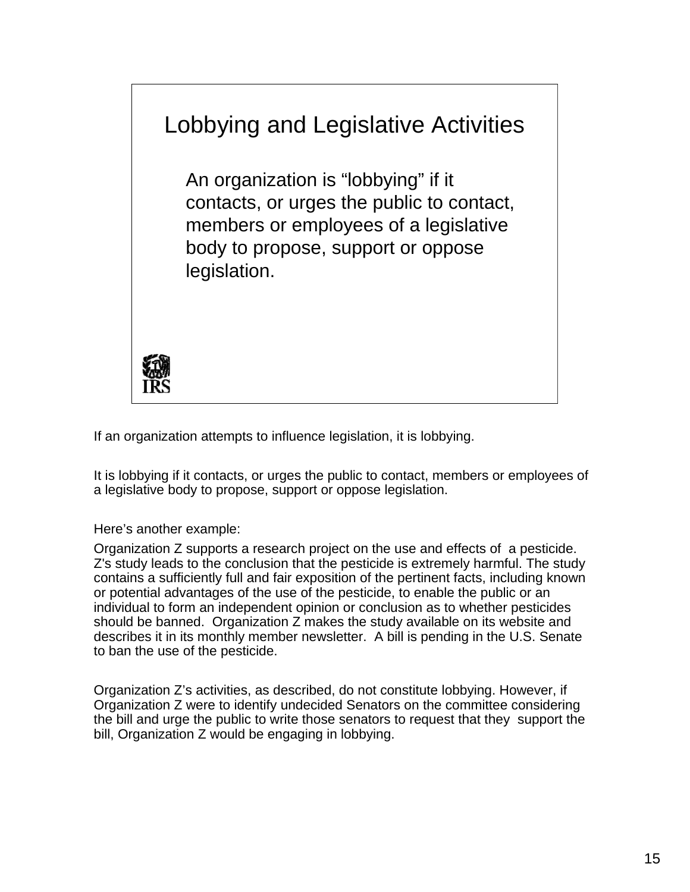## Lobbying and Legislative Activities

An organization is "lobbying" if it contacts, or urges the public to contact, members or employees of a legislative body to propose, support or oppose legislation.

If an organization attempts to influence legislation, it is lobbying.

It is lobbying if it contacts, or urges the public to contact, members or employees of a legislative body to propose, support or oppose legislation.

Here's another example:

Organization Z supports a research project on the use and effects of a pesticide. Z's study leads to the conclusion that the pesticide is extremely harmful. The study contains a sufficiently full and fair exposition of the pertinent facts, including known or potential advantages of the use of the pesticide, to enable the public or an individual to form an independent opinion or conclusion as to whether pesticides should be banned. Organization Z makes the study available on its website and describes it in its monthly member newsletter. A bill is pending in the U.S. Senate to ban the use of the pesticide.

Organization Z's activities, as described, do not constitute lobbying. However, if Organization Z were to identify undecided Senators on the committee considering the bill and urge the public to write those senators to request that they support the bill, Organization Z would be engaging in lobbying.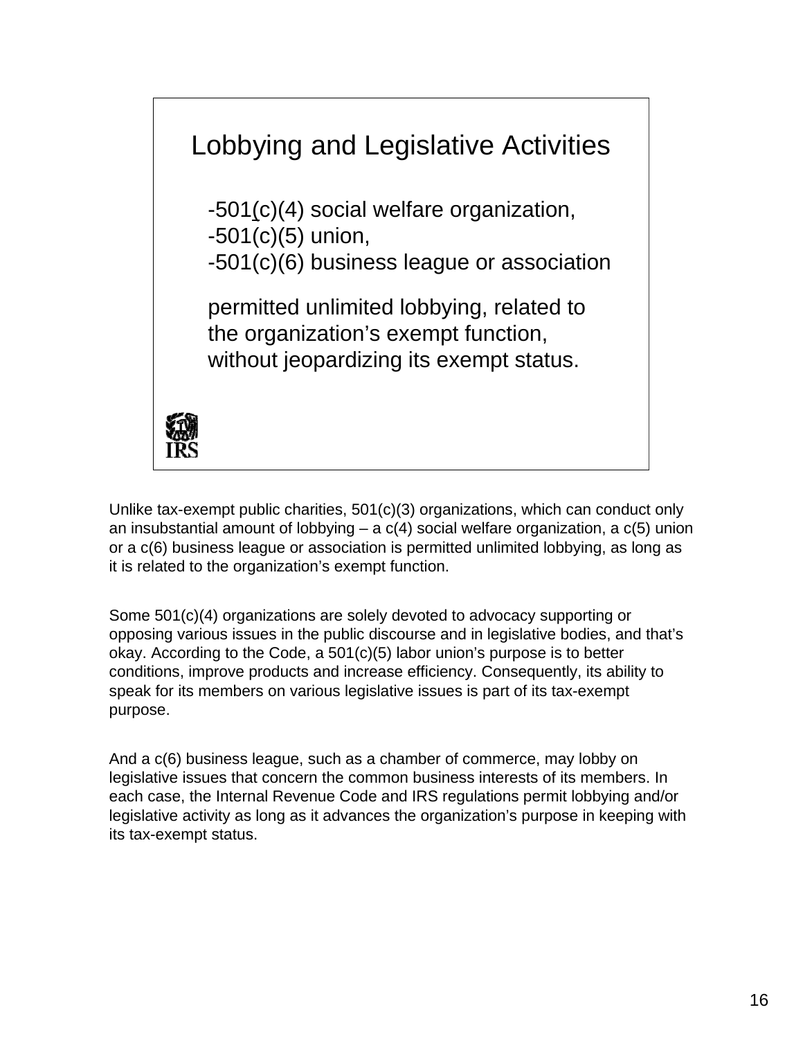## Lobbying and Legislative Activities

- 501(c)(4) social welfare organization,
- 501(c)(5) union,
- 501(c)(6) business league or association

permitted unlimited lobbying, related to the organization's exempt function, without jeopardizing its exempt status.

Unlike tax-exempt public charities, 501(c)(3) organizations, which can conduct only an insubstantial amount of lobbying – a c(4) social welfare organization, a c(5) union or a c(6) business league or association is permitted unlimited lobbying, as long as it is related to the organization's exempt function.

Some 501(c)(4) organizations are solely devoted to advocacy supporting or opposing various issues in the public discourse and in legislative bodies, and that's okay. According to the Code, a 501(c)(5) labor union's purpose is to better conditions, improve products and increase efficiency. Consequently, its ability to speak for its members on various legislative issues is part of its tax-exempt purpose.

And a c(6) business league, such as a chamber of commerce, may lobby on legislative issues that concern the common business interests of its members. In each case, the Internal Revenue Code and IRS regulations permit lobbying and/or legislative activity as long as it advances the organization's purpose in keeping with its tax-exempt status.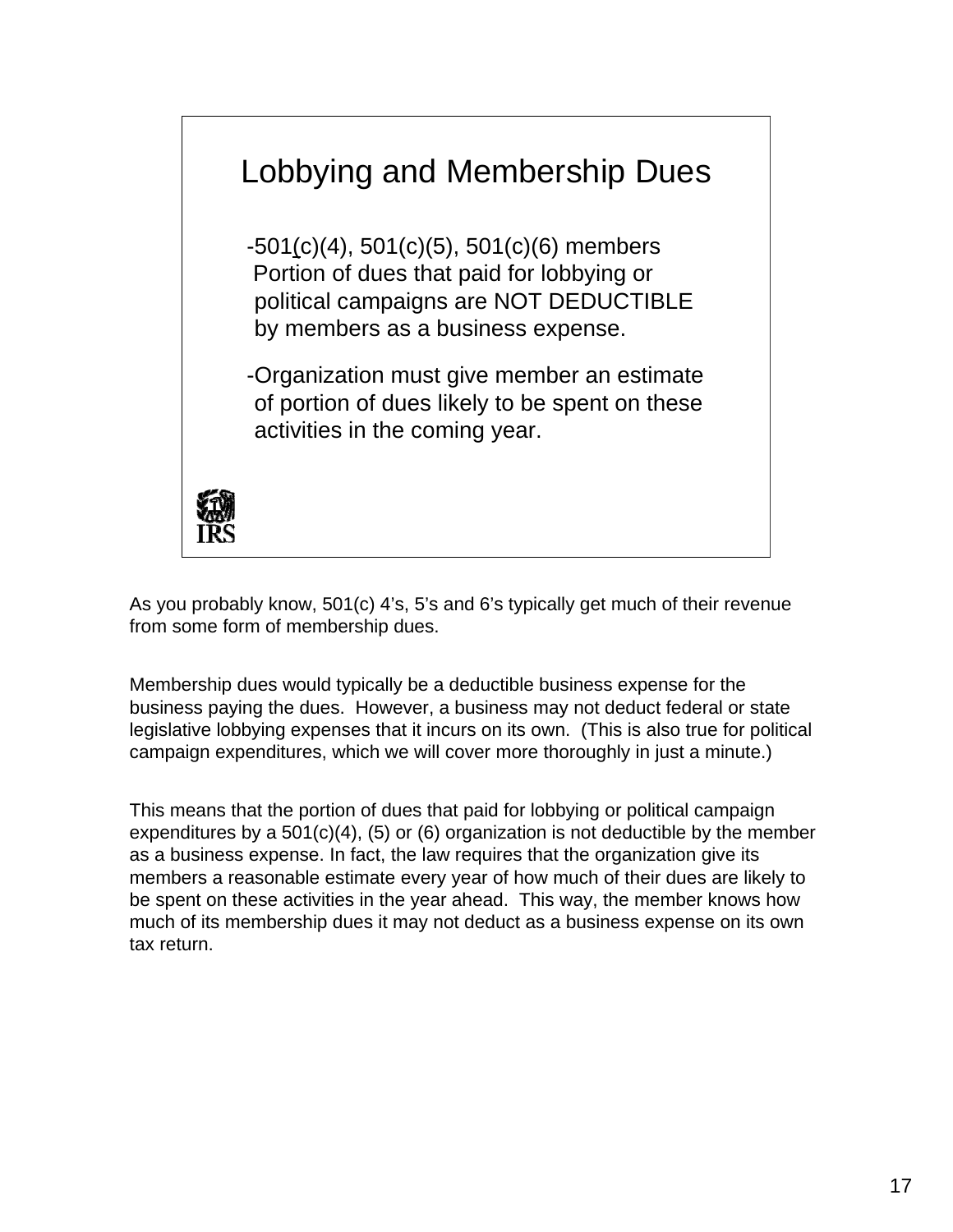## Lobbying and Membership Dues

- 501(c)(4), 501(c)(5), 501(c)(6) members Portion of dues that paid for lobbying or political campaigns are NOT DEDUCTIBLE by members as a business expense.
- Organization must give member an estimate of portion of dues likely to be spent on these activities in the coming year.

As you probably know, 501(c) 4's, 5's and 6's typically get much of their revenue from some form of membership dues.

Membership dues would typically be a deductible business expense for the business paying the dues. However, a business may not deduct federal or state legislative lobbying expenses that it incurs on its own. (This is also true for political campaign expenditures, which we will cover more thoroughly in just a minute.)

This means that the portion of dues that paid for lobbying or political campaign expenditures by a 501(c)(4), (5) or (6) organization is not deductible by the member as a business expense. In fact, the law requires that the organization give its members a reasonable estimate every year of how much of their dues are likely to be spent on these activities in the year ahead. This way, the member knows how much of its membership dues it may not deduct as a business expense on its own tax return.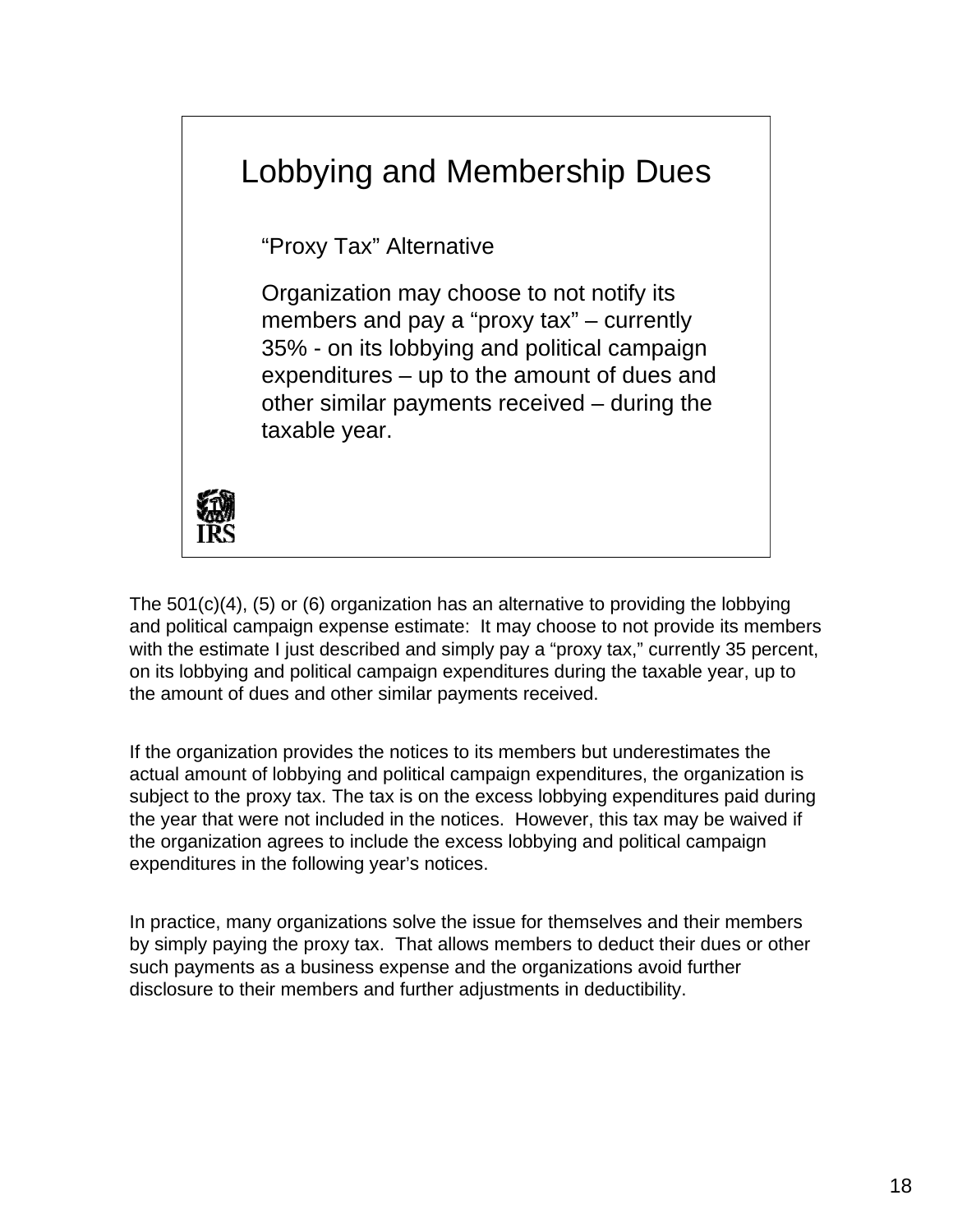## Lobbying and Membership Dues

"Proxy Tax" Alternative

Organization may choose to not notify its members and pay a "proxy tax" – currently 35% - on its lobbying and political campaign expenditures – up to the amount of dues and other similar payments received – during the taxable year.

IRS

The 501(c)(4), (5) or (6) organization has an alternative to providing the lobbying and political campaign expense estimate: It may choose to not provide its members with the estimate I just described and simply pay a "proxy tax," currently 35 percent, on its lobbying and political campaign expenditures during the taxable year, up to the amount of dues and other similar payments received.

If the organization provides the notices to its members but underestimates the actual amount of lobbying and political campaign expenditures, the organization is subject to the proxy tax. The tax is on the excess lobbying expenditures paid during the year that were not included in the notices. However, this tax may be waived if the organization agrees to include the excess lobbying and political campaign expenditures in the following year's notices.

In practice, many organizations solve the issue for themselves and their members by simply paying the proxy tax. That allows members to deduct their dues or other such payments as a business expense and the organizations avoid further disclosure to their members and further adjustments in deductibility.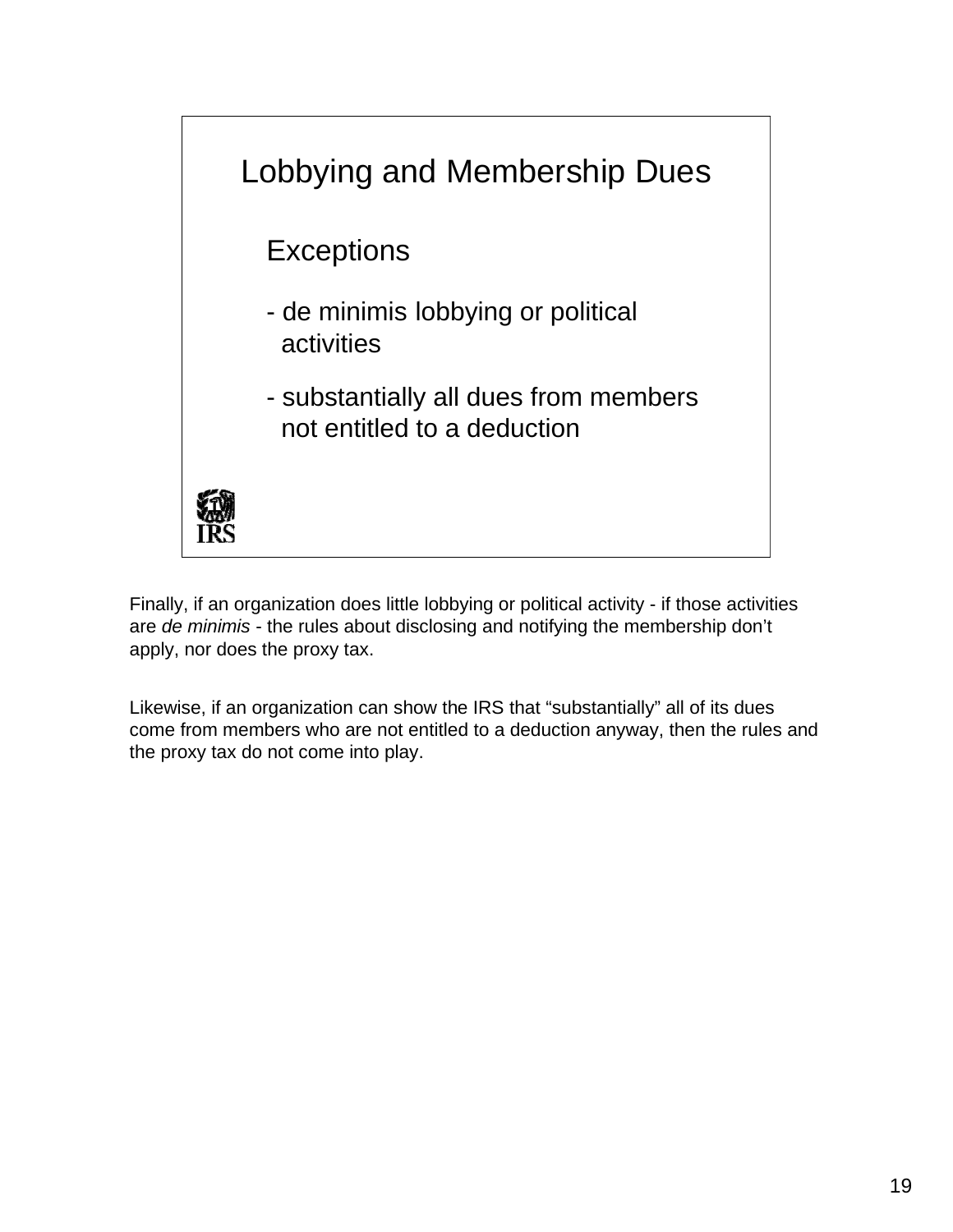## Lobbying and Membership Dues

### Exceptions

- de minimis lobbying or political activities
- substantially all dues from members not entitled to a deduction

Finally, if an organization does little lobbying or political activity - if those activities are *de minimis* - the rules about disclosing and notifying the membership don't apply, nor does the proxy tax.

Likewise, if an organization can show the IRS that "substantially" all of its dues come from members who are not entitled to a deduction anyway, then the rules and the proxy tax do not come into play.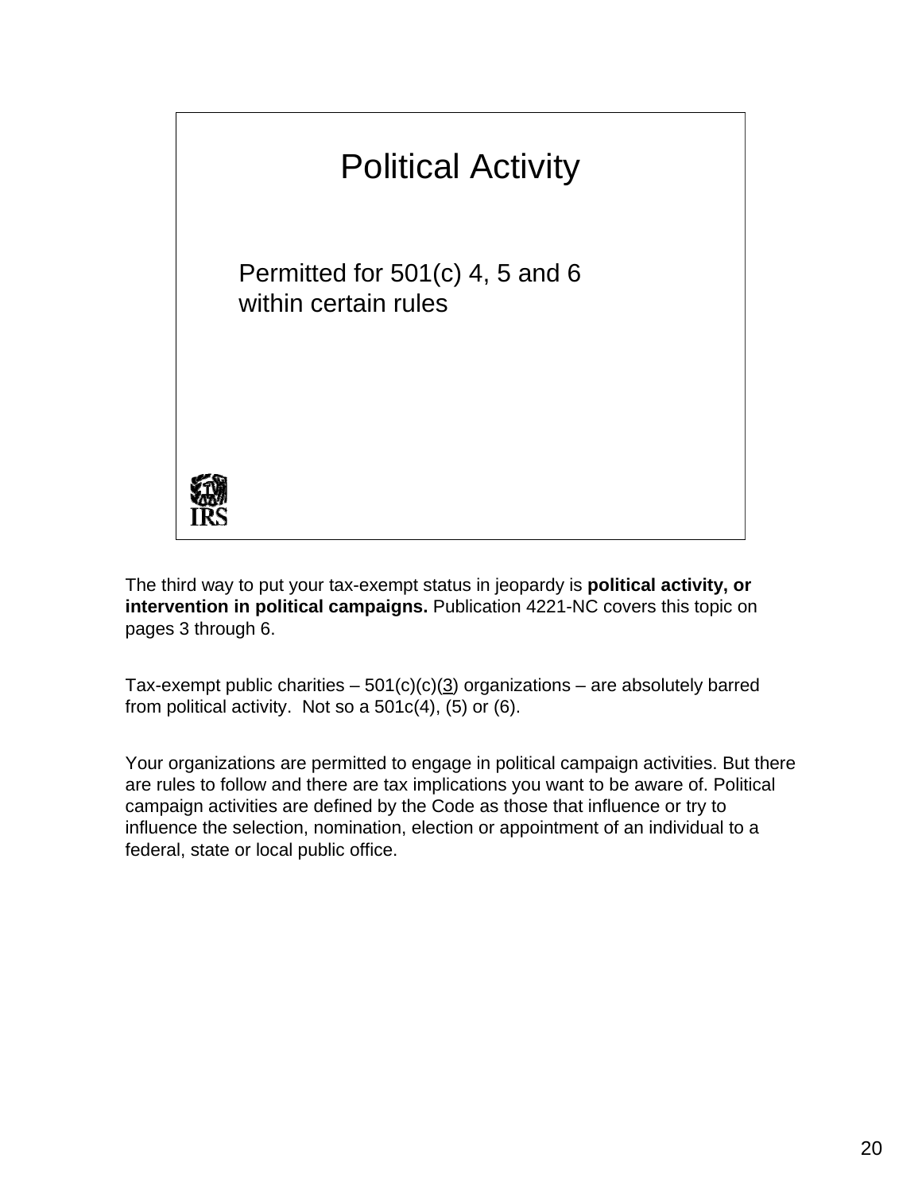# Political Activity

Permitted for 501(c) 4, 5 and 6 within certain rules

IRS

The third way to put your tax-exempt status in jeopardy is **political activity, or intervention in political campaigns.** Publication 4221-NC covers this topic on pages 3 through 6.

Tax-exempt public charities – 501(c)(c)(3) organizations – are absolutely barred from political activity. Not so a 501c(4), (5) or (6).

Your organizations are permitted to engage in political campaign activities. But there are rules to follow and there are tax implications you want to be aware of. Political campaign activities are defined by the Code as those that influence or try to influence the selection, nomination, election or appointment of an individual to a federal, state or local public office.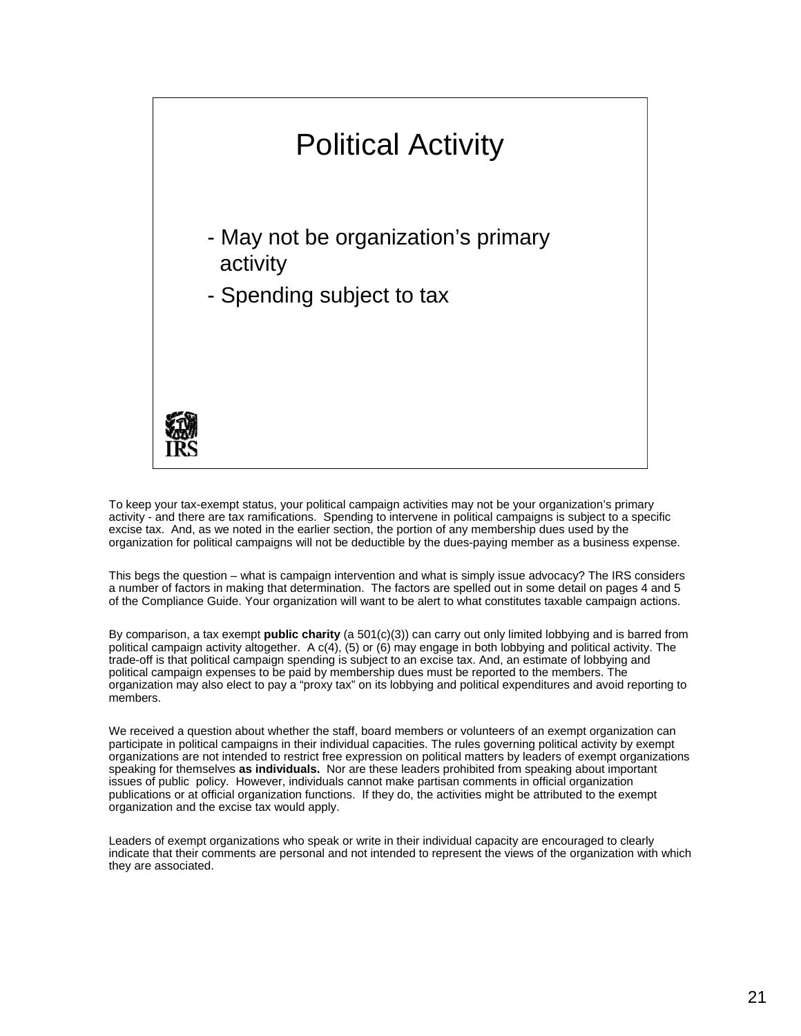## Political Activity

- May not be organization's primary activity
- Spending subject to tax

To keep your tax-exempt status, your political campaign activities may not be your organization's primary activity - and there are tax ramifications. Spending to intervene in political campaigns is subject to a specific excise tax. And, as we noted in the earlier section, the portion of any membership dues used by the organization for political campaigns will not be deductible by the dues-paying member as a business expense.

This begs the question – what is campaign intervention and what is simply issue advocacy? The IRS considers a number of factors in making that determination. The factors are spelled out in some detail on pages 4 and 5 of the Compliance Guide. Your organization will want to be alert to what constitutes taxable campaign actions.

By comparison, a tax exempt **public charity** (a 501(c)(3)) can carry out only limited lobbying and is barred from political campaign activity altogether. A c(4), (5) or (6) may engage in both lobbying and political activity. The trade-off is that political campaign spending is subject to an excise tax. And, an estimate of lobbying and political campaign expenses to be paid by membership dues must be reported to the members. The organization may also elect to pay a "proxy tax" on its lobbying and political expenditures and avoid reporting to members.

We received a question about whether the staff, board members or volunteers of an exempt organization can participate in political campaigns in their individual capacities. The rules governing political activity by exempt organizations are not intended to restrict free expression on political matters by leaders of exempt organizations speaking for themselves **as individuals.** Nor are these leaders prohibited from speaking about important issues of public policy. However, individuals cannot make partisan comments in official organization publications or at official organization functions. If they do, the activities might be attributed to the exempt organization and the excise tax would apply.

Leaders of exempt organizations who speak or write in their individual capacity are encouraged to clearly indicate that their comments are personal and not intended to represent the views of the organization with which they are associated.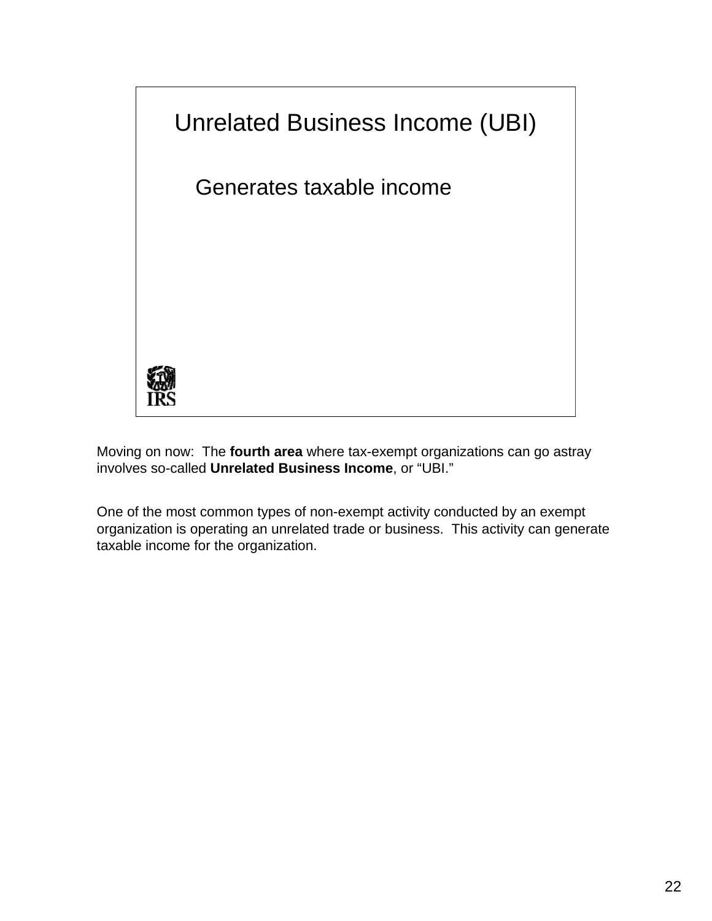## Unrelated Business Income (UBI)

Generates taxable income

Moving on now: The **fourth area** where tax-exempt organizations can go astray involves so-called **Unrelated Business Income**, or "UBI."

One of the most common types of non-exempt activity conducted by an exempt organization is operating an unrelated trade or business. This activity can generate taxable income for the organization.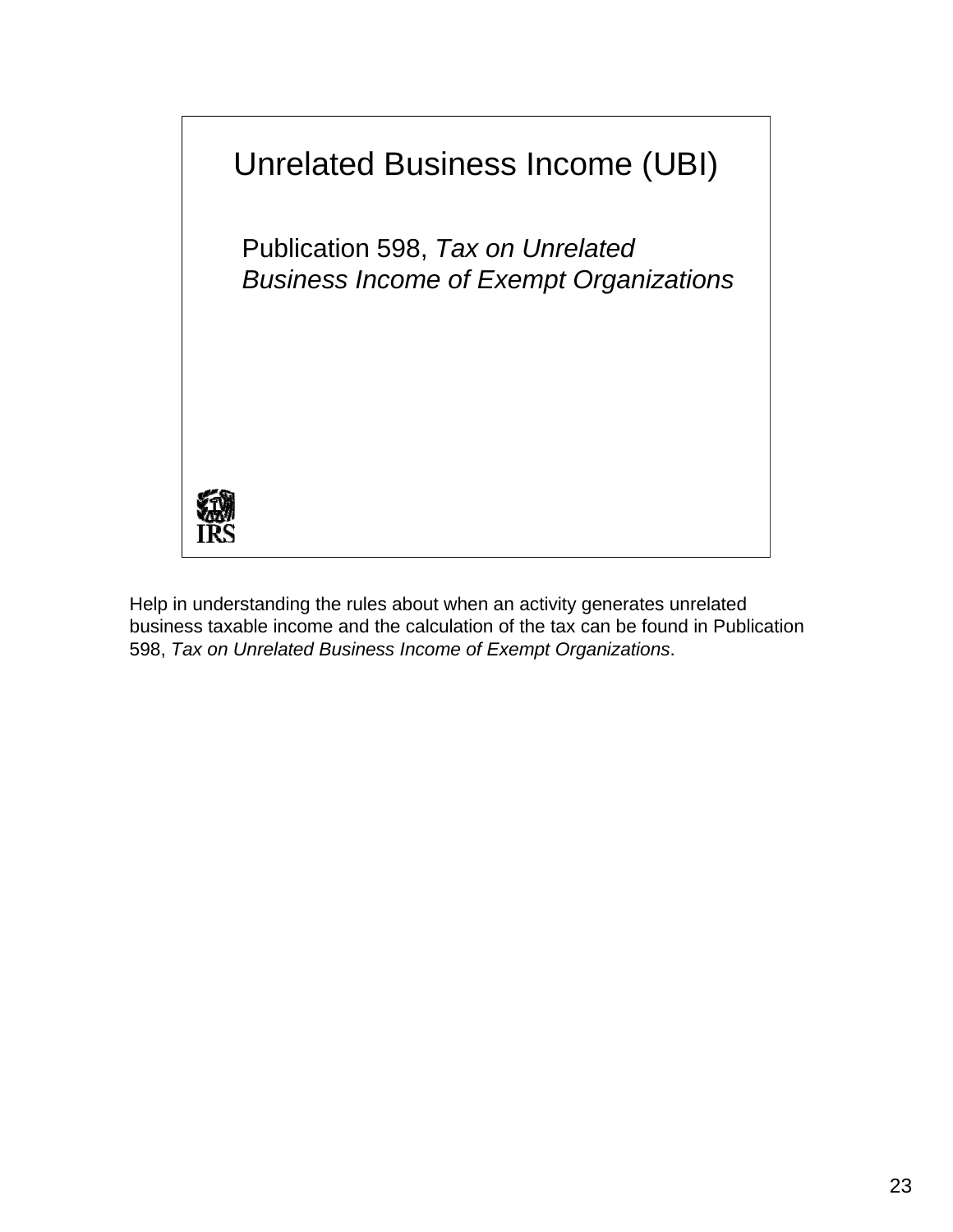# Unrelated Business Income (UBI)

Publication 598, *Tax on Unrelated Business Income of Exempt Organizations*

Help in understanding the rules about when an activity generates unrelated business taxable income and the calculation of the tax can be found in Publication 598, *Tax on Unrelated Business Income of Exempt Organizations*.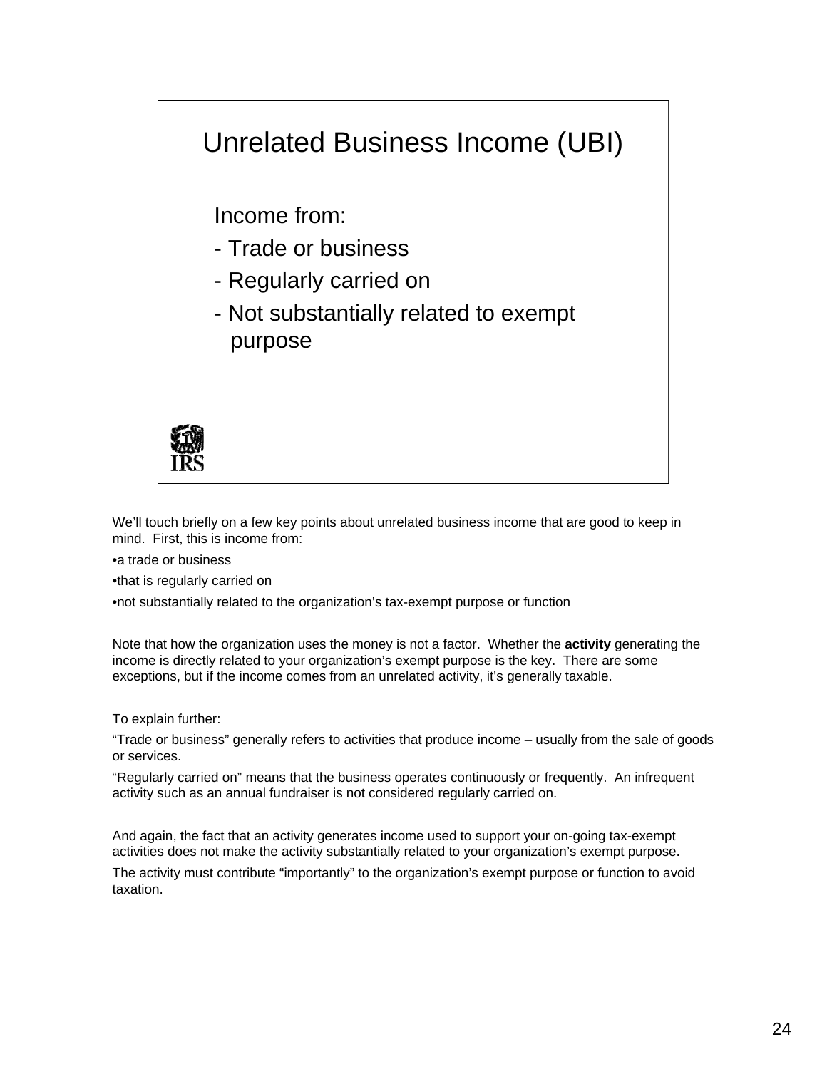## Unrelated Business Income (UBI)

Income from:

- Trade or business
- Regularly carried on
- Not substantially related to exempt purpose

We'll touch briefly on a few key points about unrelated business income that are good to keep in mind. First, this is income from:

•a trade or business

•that is regularly carried on

•not substantially related to the organization's tax-exempt purpose or function

Note that how the organization uses the money is not a factor. Whether the **activity** generating the income is directly related to your organization's exempt purpose is the key. There are some exceptions, but if the income comes from an unrelated activity, it's generally taxable.

To explain further:

"Trade or business" generally refers to activities that produce income – usually from the sale of goods or services.

"Regularly carried on" means that the business operates continuously or frequently. An infrequent activity such as an annual fundraiser is not considered regularly carried on.

And again, the fact that an activity generates income used to support your on-going tax-exempt activities does not make the activity substantially related to your organization's exempt purpose.

The activity must contribute "importantly" to the organization's exempt purpose or function to avoid taxation.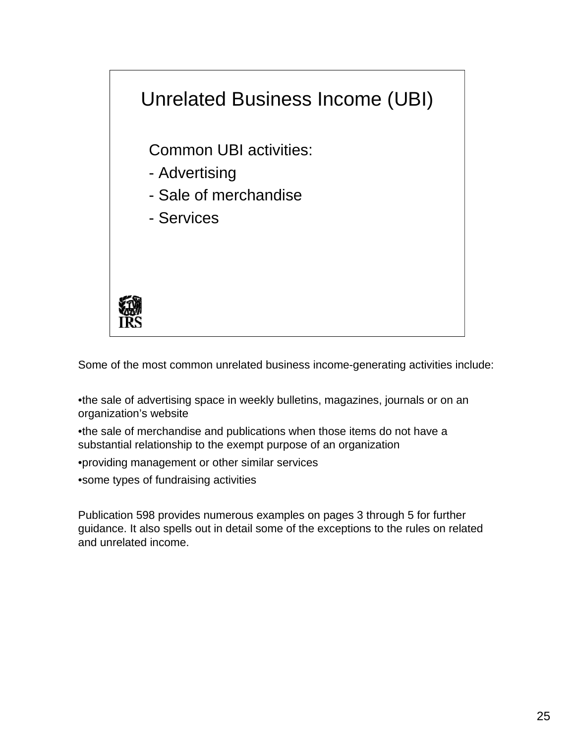## Unrelated Business Income (UBI)

Common UBI activities:

- Advertising
- Sale of merchandise
- Services

Some of the most common unrelated business income-generating activities include:

- the sale of advertising space in weekly bulletins, magazines, journals or on an organization's website
- the sale of merchandise and publications when those items do not have a substantial relationship to the exempt purpose of an organization
- providing management or other similar services
- some types of fundraising activities

Publication 598 provides numerous examples on pages 3 through 5 for further guidance. It also spells out in detail some of the exceptions to the rules on related and unrelated income.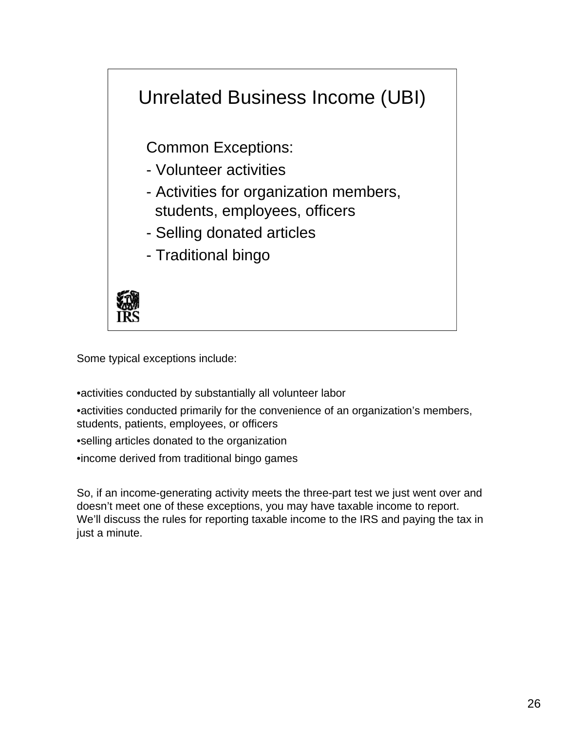## Unrelated Business Income (UBI)

Common Exceptions:

- Volunteer activities
- Activities for organization members, students, employees, officers
- Selling donated articles
- Traditional bingo

IRS

Some typical exceptions include:

- activities conducted by substantially all volunteer labor
- activities conducted primarily for the convenience of an organization's members, students, patients, employees, or officers
- selling articles donated to the organization
- income derived from traditional bingo games

So, if an income-generating activity meets the three-part test we just went over and doesn't meet one of these exceptions, you may have taxable income to report. We'll discuss the rules for reporting taxable income to the IRS and paying the tax in just a minute.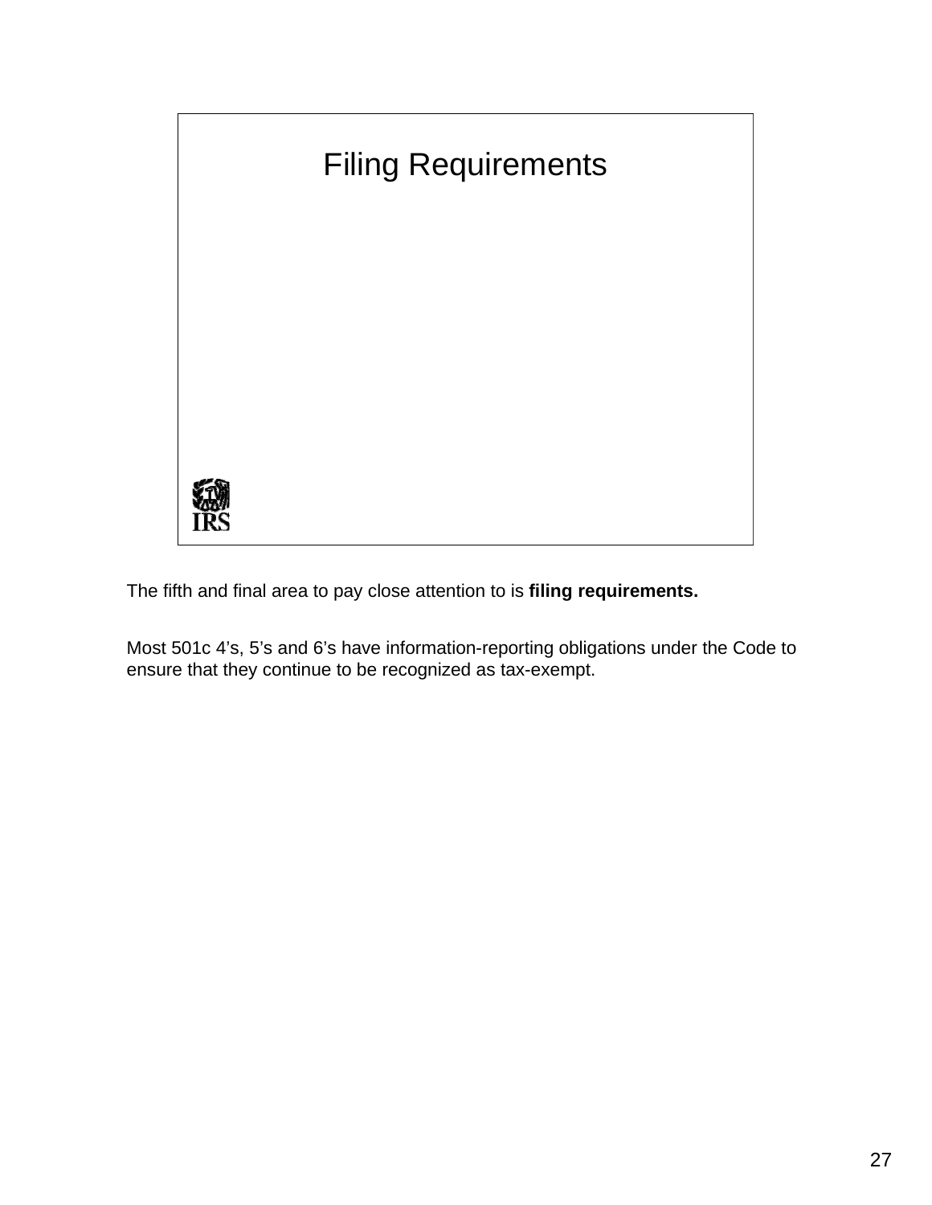## Filing Requirements

The fifth and final area to pay close attention to is **filing requirements.**

Most 501c 4's, 5's and 6's have information-reporting obligations under the Code to ensure that they continue to be recognized as tax-exempt.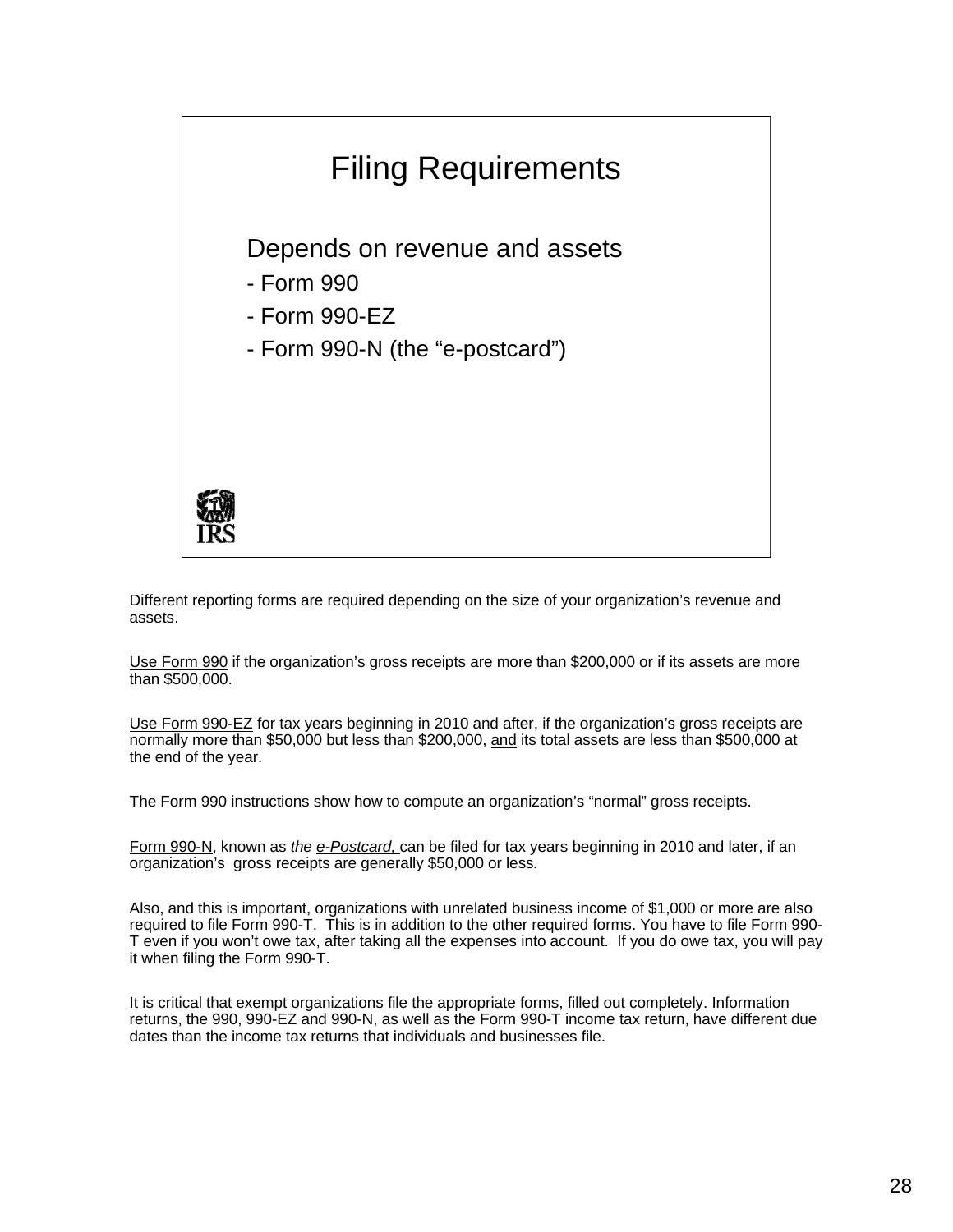## Filing Requirements

Depends on revenue and assets

- Form 990
- Form 990-EZ
- Form 990-N (the "e-postcard")

Different reporting forms are required depending on the size of your organization's revenue and assets.

Use Form 990 if the organization's gross receipts are more than $200,000 or if its assets are more than $500,000.

Use Form 990-EZ for tax years beginning in 2010 and after, if the organization's gross receipts are normally more than $50,000 but less than $200,000, and its total assets are less than $500,000 at the end of the year.

The Form 990 instructions show how to compute an organization's "normal" gross receipts.

Form 990-N, known as *the e-Postcard,* can be filed for tax years beginning in 2010 and later, if an organization's gross receipts are generally $50,000 or less.

Also, and this is important, organizations with unrelated business income of $1,000 or more are also required to file Form 990-T. This is in addition to the other required forms. You have to file Form 990-T even if you won't owe tax, after taking all the expenses into account. If you do owe tax, you will pay it when filing the Form 990-T.

It is critical that exempt organizations file the appropriate forms, filled out completely. Information returns, the 990, 990-EZ and 990-N, as well as the Form 990-T income tax return, have different due dates than the income tax returns that individuals and businesses file.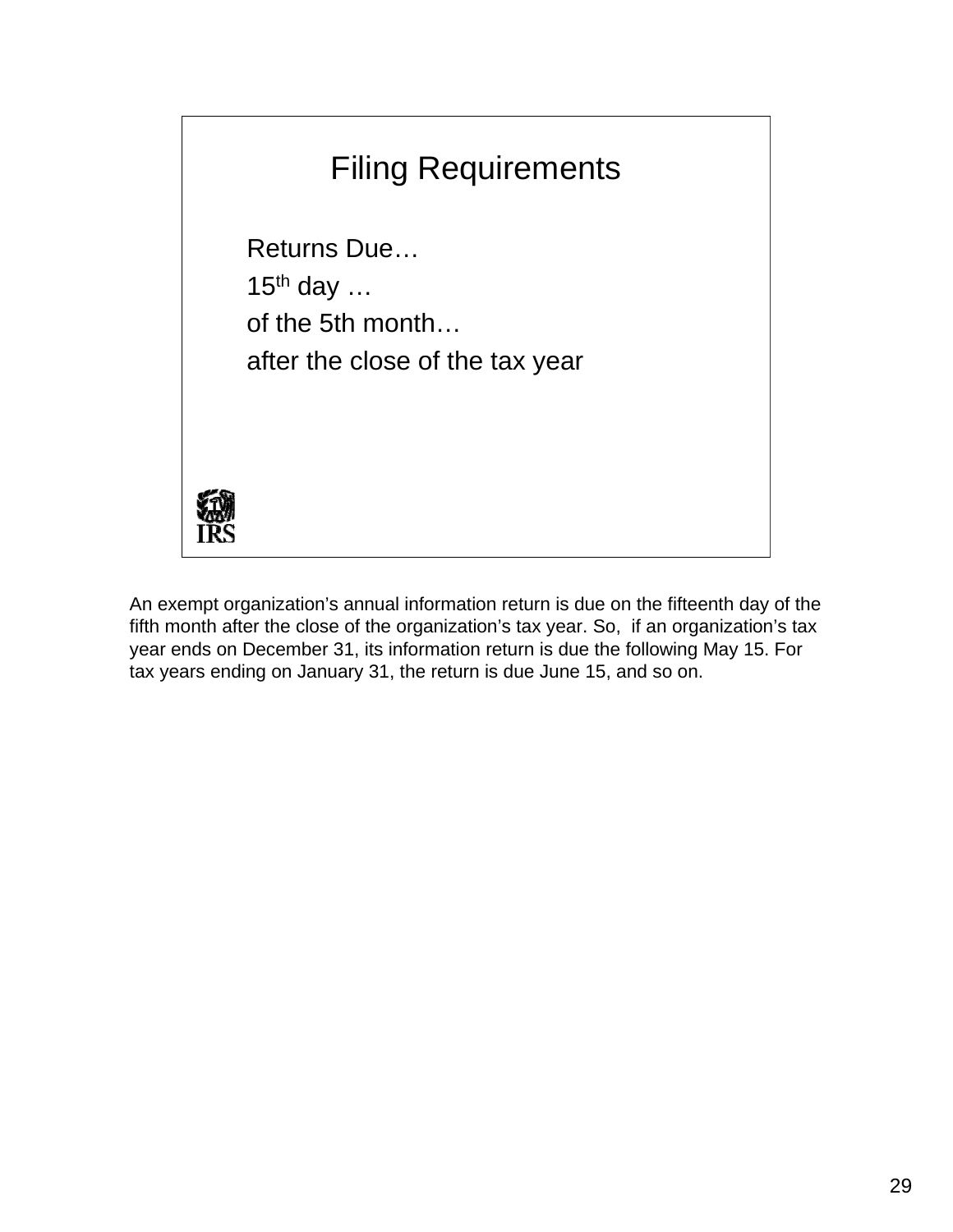# Filing Requirements

Returns Due…

15th day …

of the 5th month…

after the close of the tax year

An exempt organization's annual information return is due on the fifteenth day of the fifth month after the close of the organization's tax year. So, if an organization's tax year ends on December 31, its information return is due the following May 15. For tax years ending on January 31, the return is due June 15, and so on.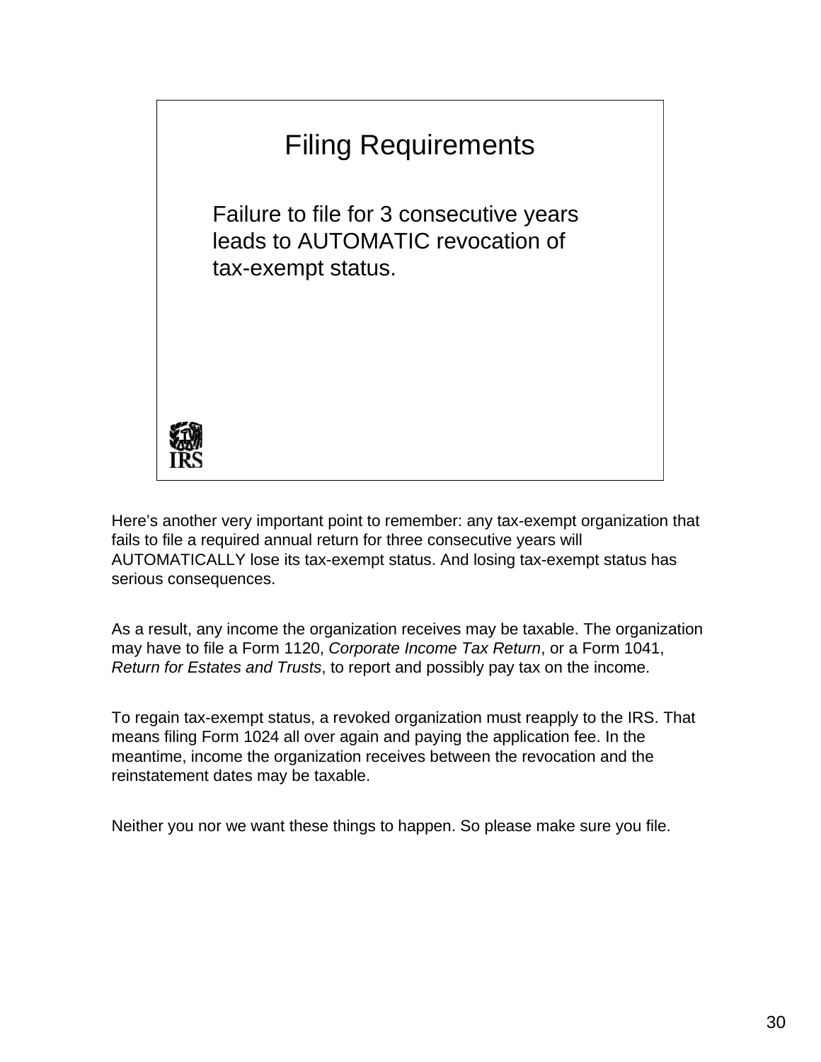## Filing Requirements

Failure to file for 3 consecutive years leads to AUTOMATIC revocation of tax-exempt status.

Here's another very important point to remember: any tax-exempt organization that fails to file a required annual return for three consecutive years will AUTOMATICALLY lose its tax-exempt status. And losing tax-exempt status has serious consequences.

As a result, any income the organization receives may be taxable. The organization may have to file a Form 1120, *Corporate Income Tax Return*, or a Form 1041, *Return for Estates and Trusts*, to report and possibly pay tax on the income.

To regain tax-exempt status, a revoked organization must reapply to the IRS. That means filing Form 1024 all over again and paying the application fee. In the meantime, income the organization receives between the revocation and the reinstatement dates may be taxable.

Neither you nor we want these things to happen. So please make sure you file.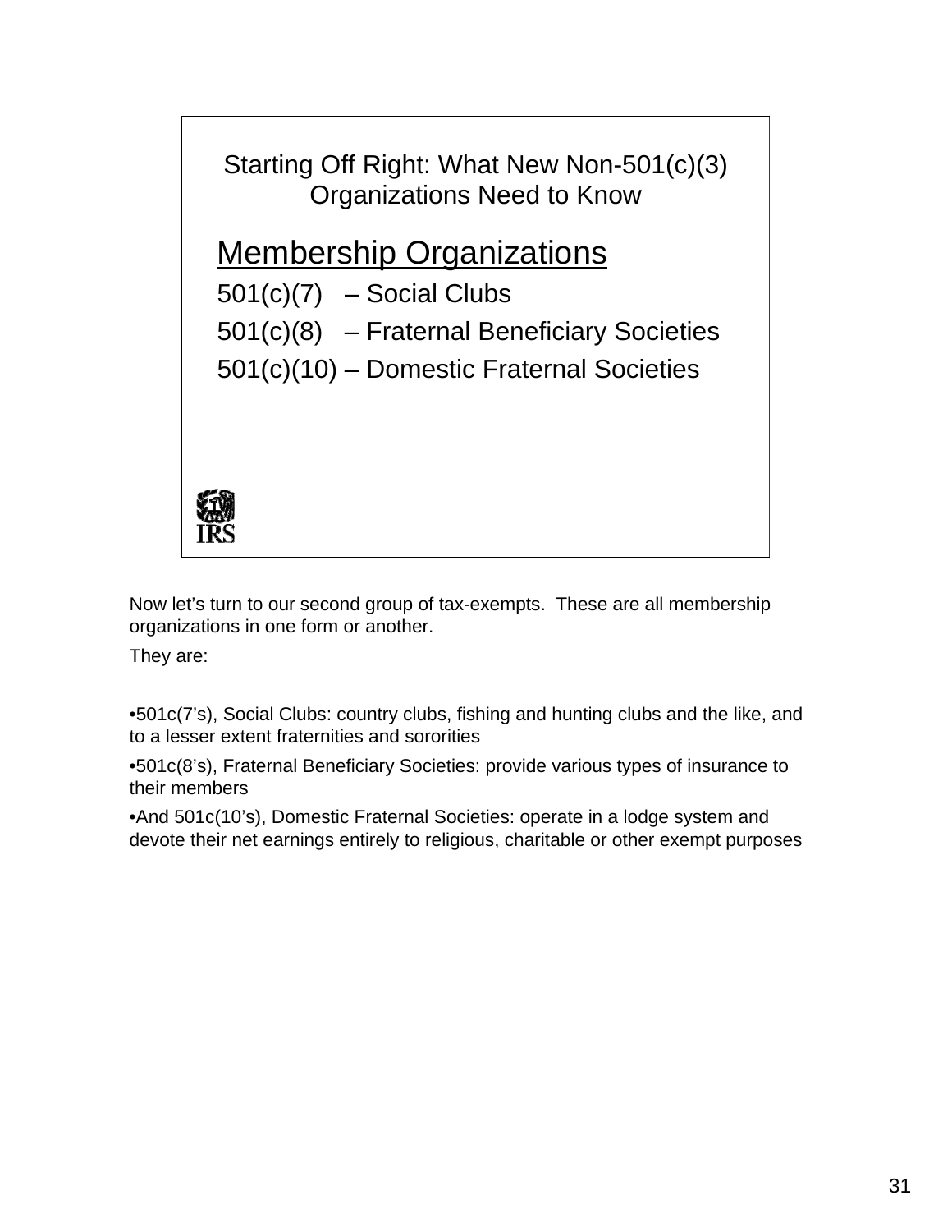## Starting Off Right: What New Non-501(c)(3) Organizations Need to Know

### Membership Organizations

501(c)(7) – Social Clubs

501(c)(8) – Fraternal Beneficiary Societies

501(c)(10) – Domestic Fraternal Societies

IRS

Now let's turn to our second group of tax-exempts. These are all membership organizations in one form or another.

They are:

- 501c(7's), Social Clubs: country clubs, fishing and hunting clubs and the like, and to a lesser extent fraternities and sororities
- 501c(8's), Fraternal Beneficiary Societies: provide various types of insurance to their members
- And 501c(10's), Domestic Fraternal Societies: operate in a lodge system and devote their net earnings entirely to religious, charitable or other exempt purposes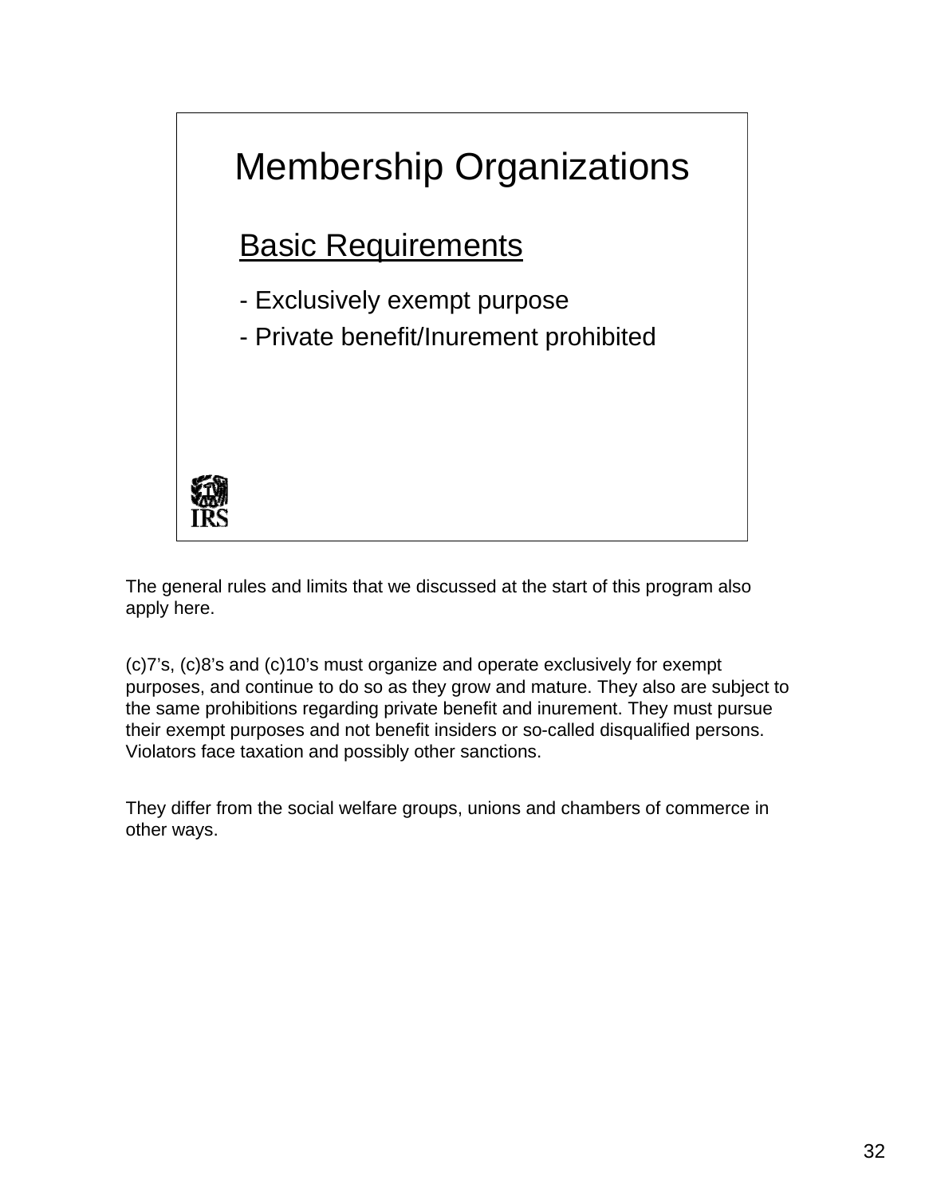# Membership Organizations

## Basic Requirements

- Exclusively exempt purpose
- Private benefit/Inurement prohibited

The general rules and limits that we discussed at the start of this program also apply here.

(c)7's, (c)8's and (c)10's must organize and operate exclusively for exempt purposes, and continue to do so as they grow and mature. They also are subject to the same prohibitions regarding private benefit and inurement. They must pursue their exempt purposes and not benefit insiders or so-called disqualified persons. Violators face taxation and possibly other sanctions.

They differ from the social welfare groups, unions and chambers of commerce in other ways.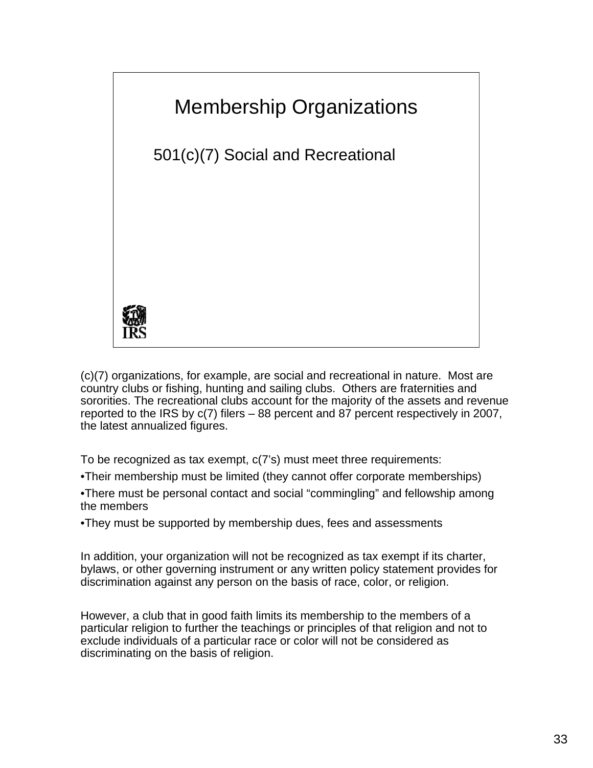# Membership Organizations

501(c)(7) Social and Recreational

IRS

(c)(7) organizations, for example, are social and recreational in nature. Most are country clubs or fishing, hunting and sailing clubs. Others are fraternities and sororities. The recreational clubs account for the majority of the assets and revenue reported to the IRS by c(7) filers – 88 percent and 87 percent respectively in 2007, the latest annualized figures.

To be recognized as tax exempt, c(7's) must meet three requirements:

- Their membership must be limited (they cannot offer corporate memberships)
- There must be personal contact and social "commingling" and fellowship among the members
- They must be supported by membership dues, fees and assessments

In addition, your organization will not be recognized as tax exempt if its charter, bylaws, or other governing instrument or any written policy statement provides for discrimination against any person on the basis of race, color, or religion.

However, a club that in good faith limits its membership to the members of a particular religion to further the teachings or principles of that religion and not to exclude individuals of a particular race or color will not be considered as discriminating on the basis of religion.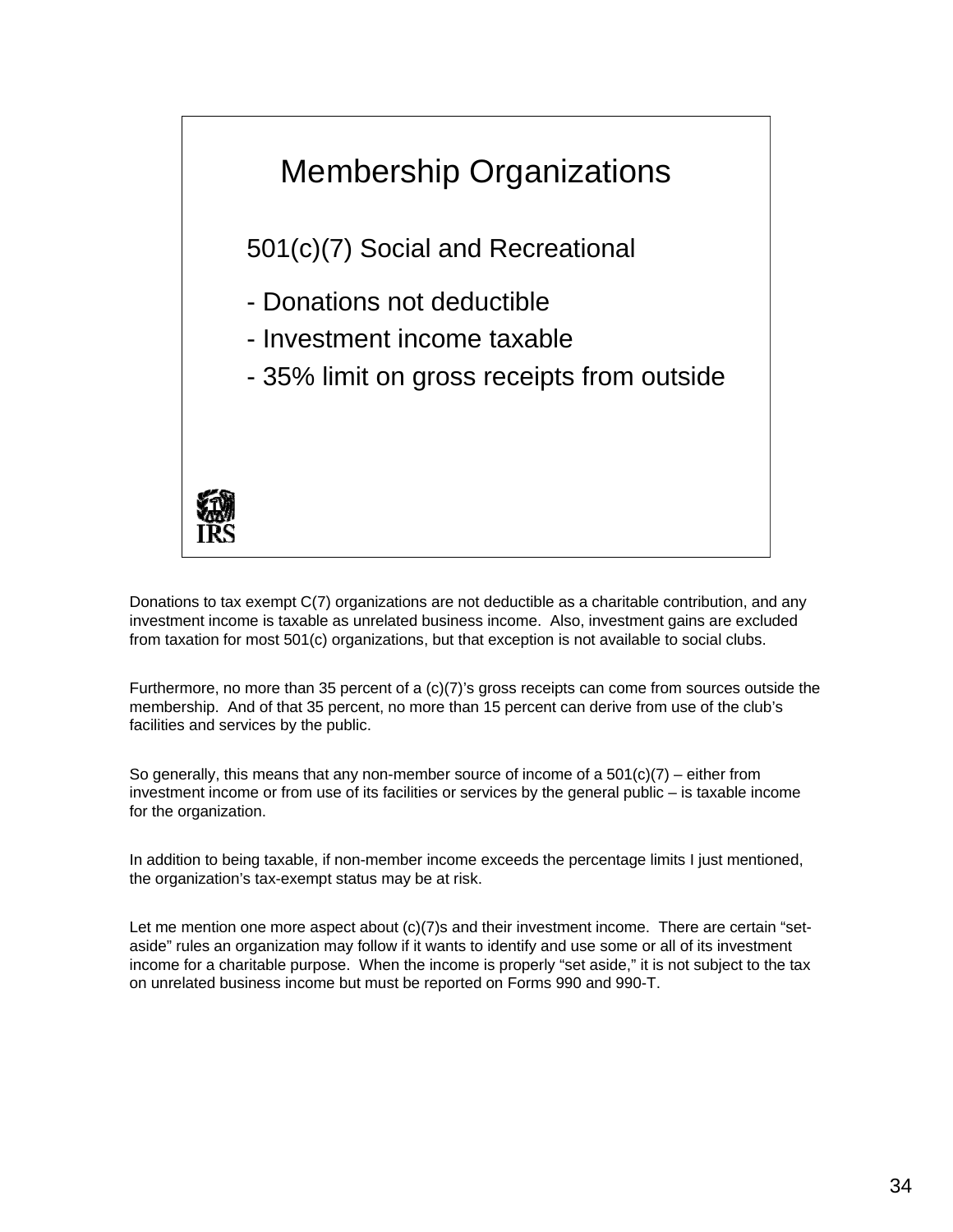## Membership Organizations

501(c)(7) Social and Recreational

- Donations not deductible
- Investment income taxable
- 35% limit on gross receipts from outside

Donations to tax exempt C(7) organizations are not deductible as a charitable contribution, and any investment income is taxable as unrelated business income. Also, investment gains are excluded from taxation for most 501(c) organizations, but that exception is not available to social clubs.

Furthermore, no more than 35 percent of a (c)(7)'s gross receipts can come from sources outside the membership. And of that 35 percent, no more than 15 percent can derive from use of the club's facilities and services by the public.

So generally, this means that any non-member source of income of a 501(c)(7) – either from investment income or from use of its facilities or services by the general public – is taxable income for the organization.

In addition to being taxable, if non-member income exceeds the percentage limits I just mentioned, the organization's tax-exempt status may be at risk.

Let me mention one more aspect about (c)(7)s and their investment income. There are certain "set-aside" rules an organization may follow if it wants to identify and use some or all of its investment income for a charitable purpose. When the income is properly "set aside," it is not subject to the tax on unrelated business income but must be reported on Forms 990 and 990-T.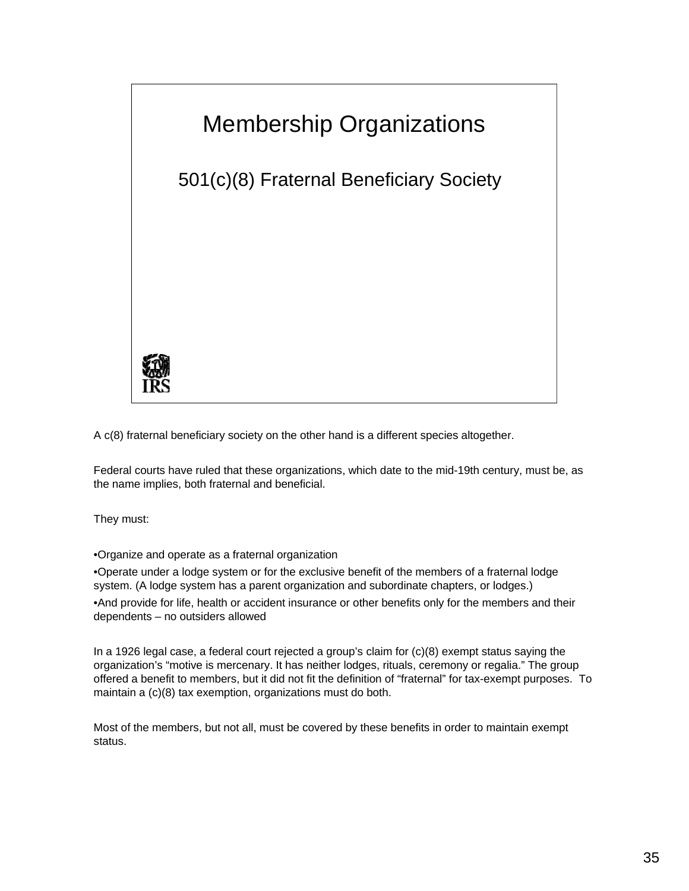# Membership Organizations

## 501(c)(8) Fraternal Beneficiary Society

A c(8) fraternal beneficiary society on the other hand is a different species altogether.

Federal courts have ruled that these organizations, which date to the mid-19th century, must be, as the name implies, both fraternal and beneficial.

They must:

- Organize and operate as a fraternal organization
- Operate under a lodge system or for the exclusive benefit of the members of a fraternal lodge system. (A lodge system has a parent organization and subordinate chapters, or lodges.)
- And provide for life, health or accident insurance or other benefits only for the members and their dependents – no outsiders allowed

In a 1926 legal case, a federal court rejected a group's claim for (c)(8) exempt status saying the organization's "motive is mercenary. It has neither lodges, rituals, ceremony or regalia." The group offered a benefit to members, but it did not fit the definition of "fraternal" for tax-exempt purposes. To maintain a (c)(8) tax exemption, organizations must do both.

Most of the members, but not all, must be covered by these benefits in order to maintain exempt status.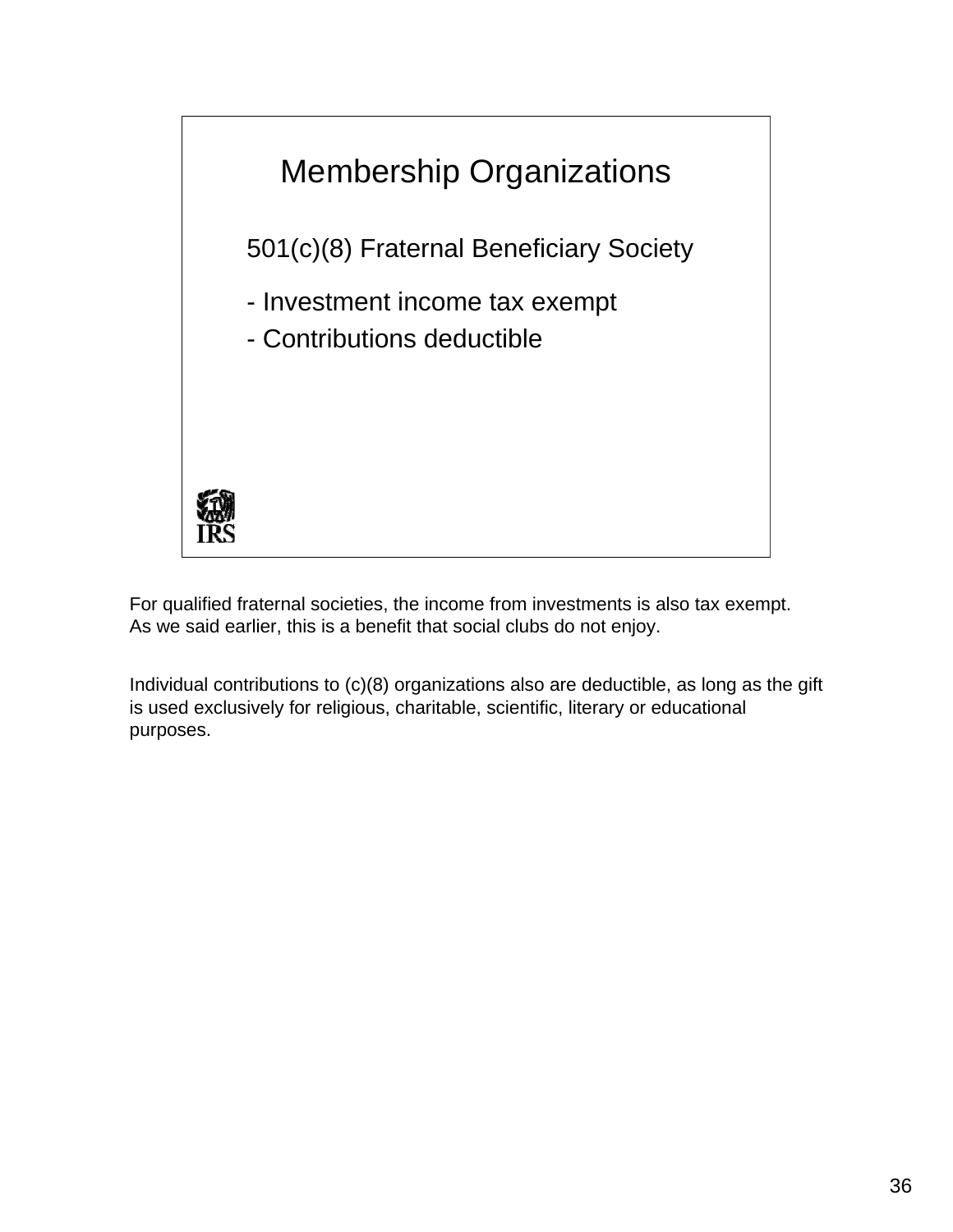# Membership Organizations

501(c)(8) Fraternal Beneficiary Society

- Investment income tax exempt
- Contributions deductible

For qualified fraternal societies, the income from investments is also tax exempt. As we said earlier, this is a benefit that social clubs do not enjoy.

Individual contributions to (c)(8) organizations also are deductible, as long as the gift is used exclusively for religious, charitable, scientific, literary or educational purposes.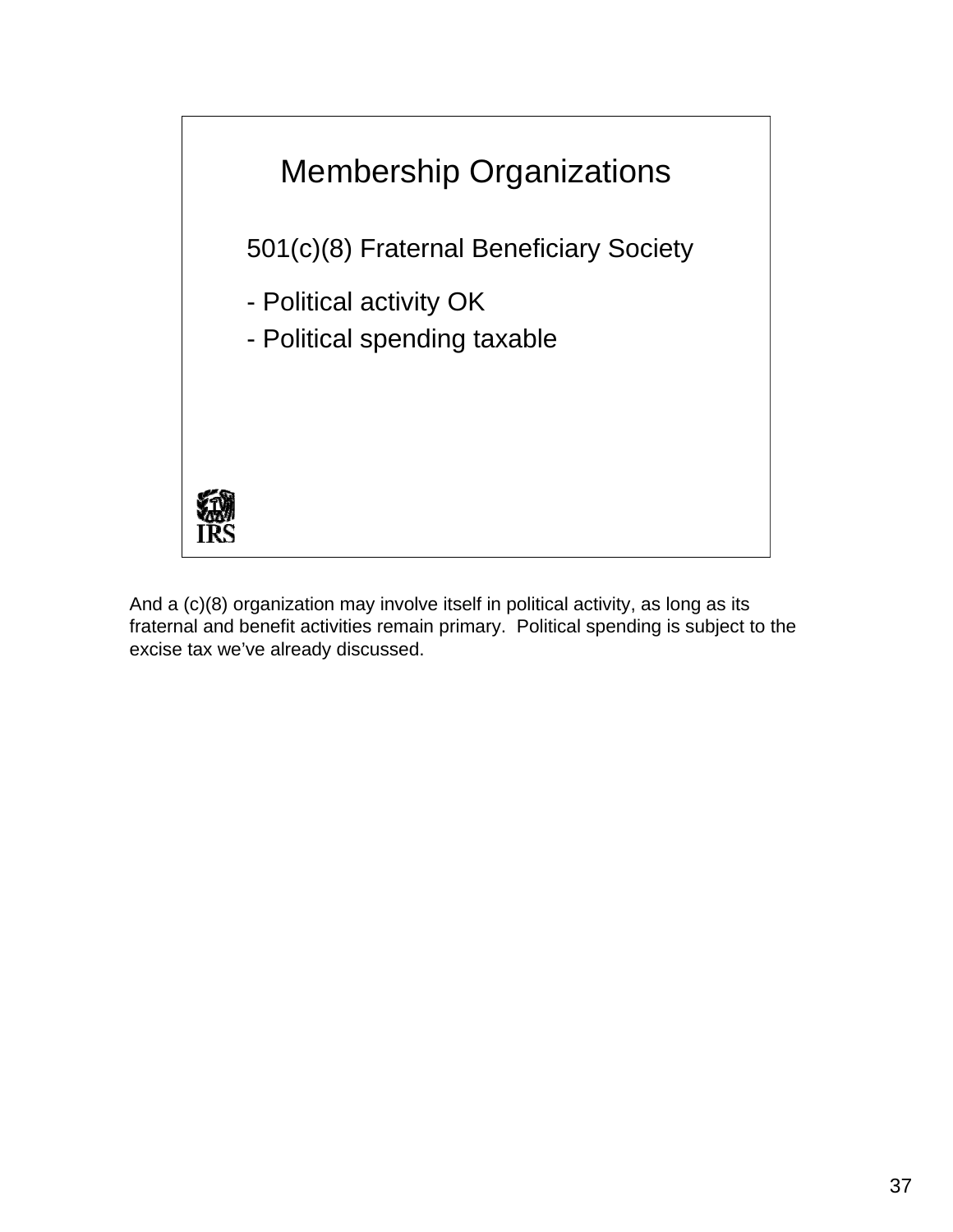# Membership Organizations

501(c)(8) Fraternal Beneficiary Society

- Political activity OK
- Political spending taxable

And a (c)(8) organization may involve itself in political activity, as long as its fraternal and benefit activities remain primary. Political spending is subject to the excise tax we've already discussed.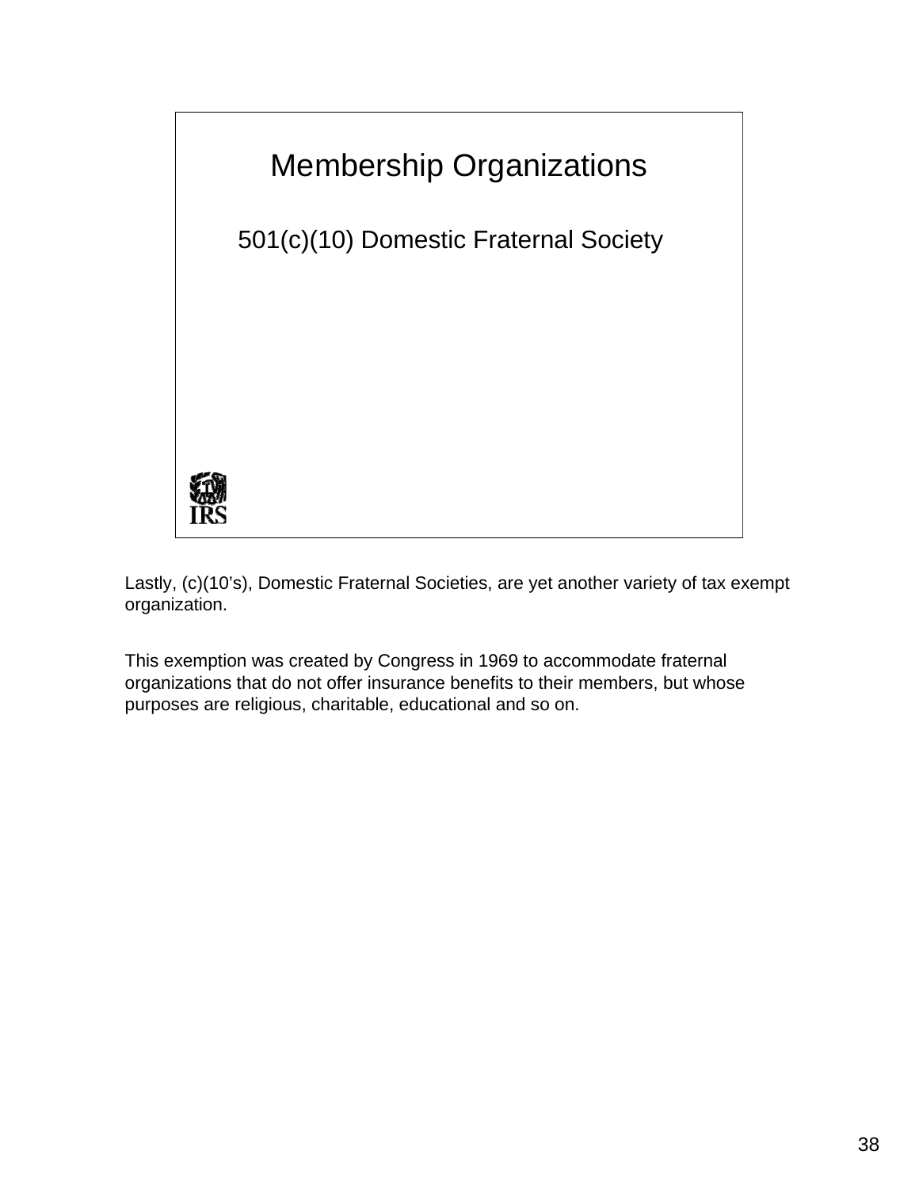## Membership Organizations

501(c)(10) Domestic Fraternal Society

Lastly, (c)(10's), Domestic Fraternal Societies, are yet another variety of tax exempt organization.

This exemption was created by Congress in 1969 to accommodate fraternal organizations that do not offer insurance benefits to their members, but whose purposes are religious, charitable, educational and so on.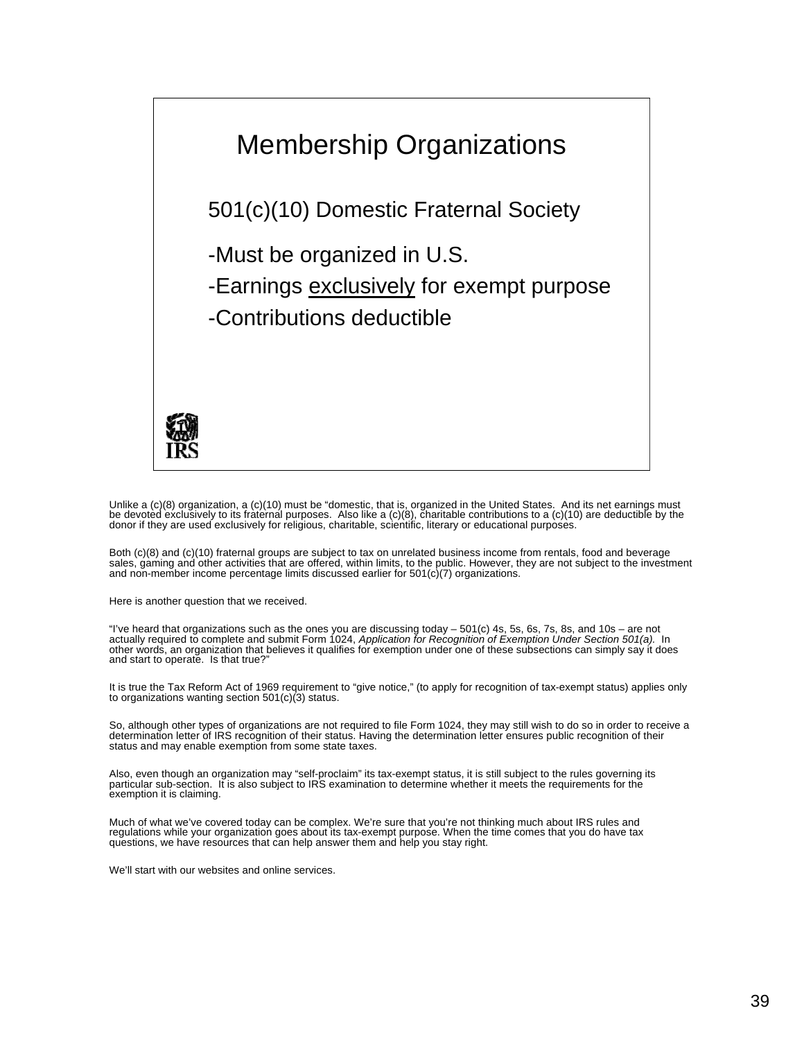## Membership Organizations

501(c)(10) Domestic Fraternal Society

- Must be organized in U.S.
- Earnings <u>exclusively</u> for exempt purpose
- Contributions deductible

Unlike a (c)(8) organization, a (c)(10) must be "domestic, that is, organized in the United States. And its net earnings must be devoted exclusively to its fraternal purposes. Also like a (c)(8), charitable contributions to a (c)(10) are deductible by the donor if they are used exclusively for religious, charitable, scientific, literary or educational purposes.

Both (c)(8) and (c)(10) fraternal groups are subject to tax on unrelated business income from rentals, food and beverage sales, gaming and other activities that are offered, within limits, to the public. However, they are not subject to the investment and non-member income percentage limits discussed earlier for 501(c)(7) organizations.

Here is another question that we received.

"I've heard that organizations such as the ones you are discussing today – 501(c) 4s, 5s, 6s, 7s, 8s, and 10s – are not actually required to complete and submit Form 1024, *Application for Recognition of Exemption Under Section 501(a).* In other words, an organization that believes it qualifies for exemption under one of these subsections can simply say it does and start to operate. Is that true?"

It is true the Tax Reform Act of 1969 requirement to "give notice," (to apply for recognition of tax-exempt status) applies only to organizations wanting section 501(c)(3) status.

So, although other types of organizations are not required to file Form 1024, they may still wish to do so in order to receive a determination letter of IRS recognition of their status. Having the determination letter ensures public recognition of their status and may enable exemption from some state taxes.

Also, even though an organization may "self-proclaim" its tax-exempt status, it is still subject to the rules governing its particular sub-section. It is also subject to IRS examination to determine whether it meets the requirements for the exemption it is claiming.

Much of what we've covered today can be complex. We're sure that you're not thinking much about IRS rules and regulations while your organization goes about its tax-exempt purpose. When the time comes that you do have tax questions, we have resources that can help answer them and help you stay right.

We'll start with our websites and online services.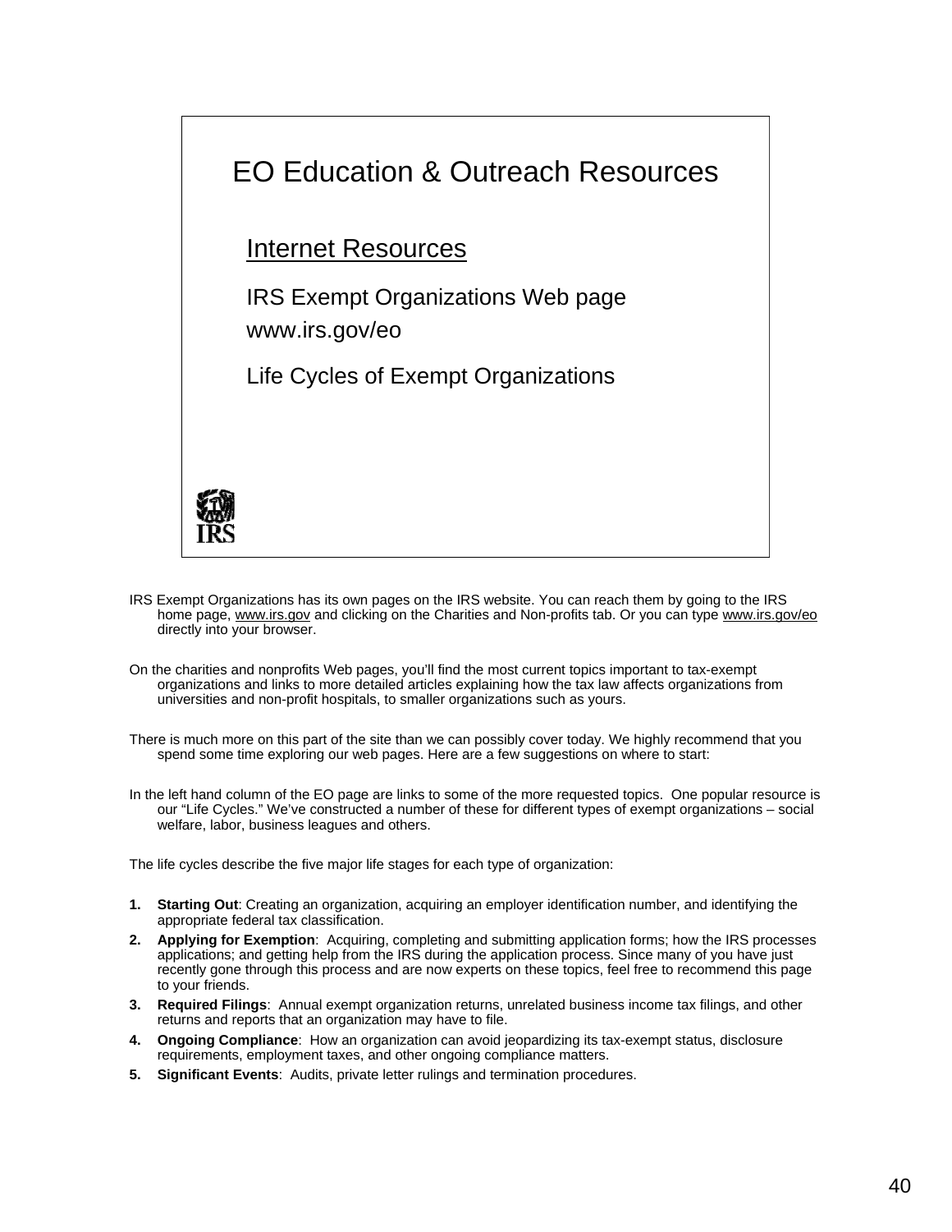# EO Education & Outreach Resources

## Internet Resources

IRS Exempt Organizations Web page
www.irs.gov/eo

Life Cycles of Exempt Organizations

IRS Exempt Organizations has its own pages on the IRS website. You can reach them by going to the IRS home page, www.irs.gov and clicking on the Charities and Non-profits tab. Or you can type www.irs.gov/eo directly into your browser.

On the charities and nonprofits Web pages, you'll find the most current topics important to tax-exempt organizations and links to more detailed articles explaining how the tax law affects organizations from universities and non-profit hospitals, to smaller organizations such as yours.

There is much more on this part of the site than we can possibly cover today. We highly recommend that you spend some time exploring our web pages. Here are a few suggestions on where to start:

In the left hand column of the EO page are links to some of the more requested topics. One popular resource is our "Life Cycles." We've constructed a number of these for different types of exempt organizations – social welfare, labor, business leagues and others.

The life cycles describe the five major life stages for each type of organization:

1. **Starting Out**: Creating an organization, acquiring an employer identification number, and identifying the appropriate federal tax classification.
2. **Applying for Exemption**: Acquiring, completing and submitting application forms; how the IRS processes applications; and getting help from the IRS during the application process. Since many of you have just recently gone through this process and are now experts on these topics, feel free to recommend this page to your friends.
3. **Required Filings**: Annual exempt organization returns, unrelated business income tax filings, and other returns and reports that an organization may have to file.
4. **Ongoing Compliance**: How an organization can avoid jeopardizing its tax-exempt status, disclosure requirements, employment taxes, and other ongoing compliance matters.
5. **Significant Events**: Audits, private letter rulings and termination procedures.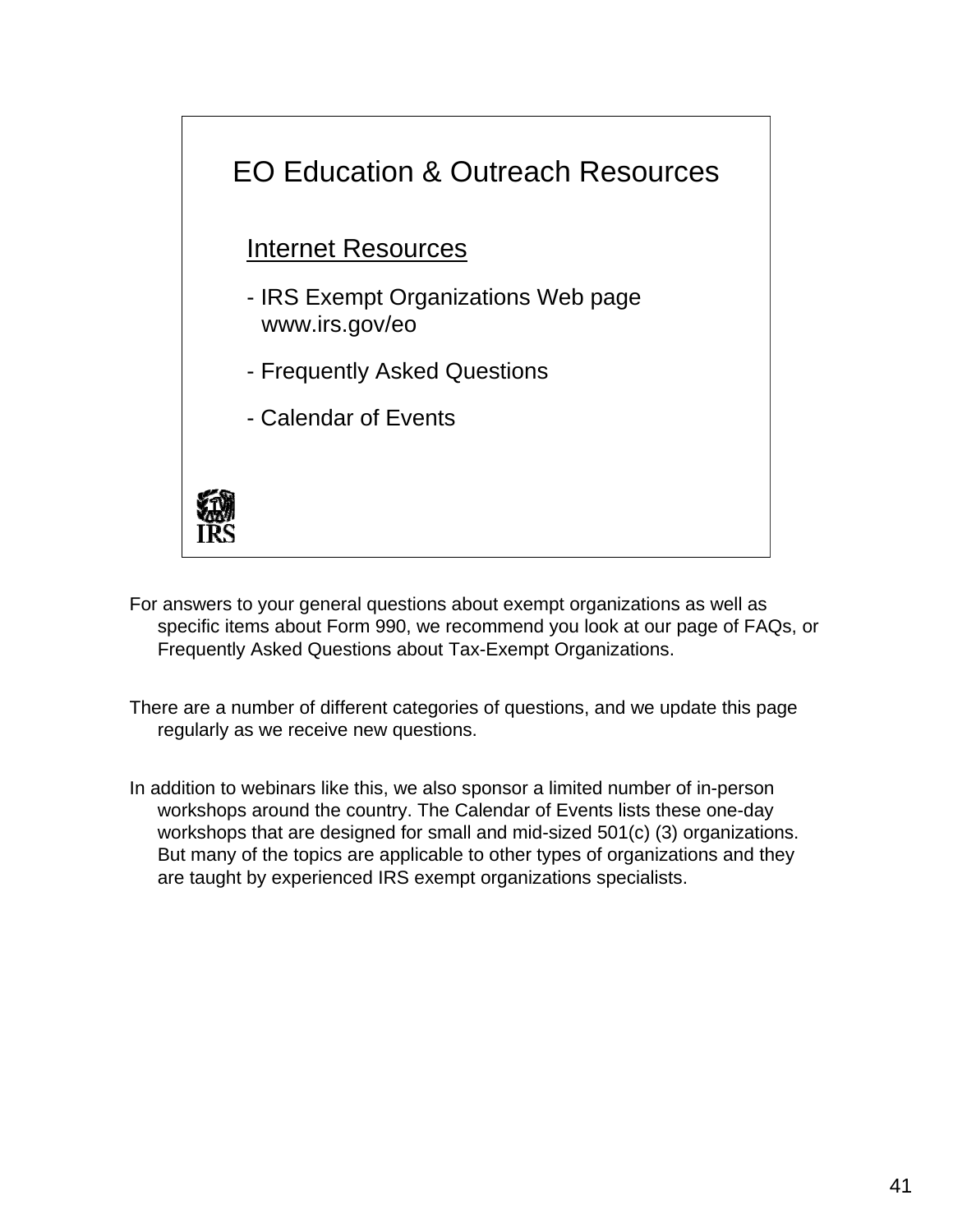## EO Education & Outreach Resources

### Internet Resources

- IRS Exempt Organizations Web page  
  www.irs.gov/eo
- Frequently Asked Questions
- Calendar of Events

For answers to your general questions about exempt organizations as well as specific items about Form 990, we recommend you look at our page of FAQs, or Frequently Asked Questions about Tax-Exempt Organizations.

There are a number of different categories of questions, and we update this page regularly as we receive new questions.

In addition to webinars like this, we also sponsor a limited number of in-person workshops around the country. The Calendar of Events lists these one-day workshops that are designed for small and mid-sized 501(c) (3) organizations. But many of the topics are applicable to other types of organizations and they are taught by experienced IRS exempt organizations specialists.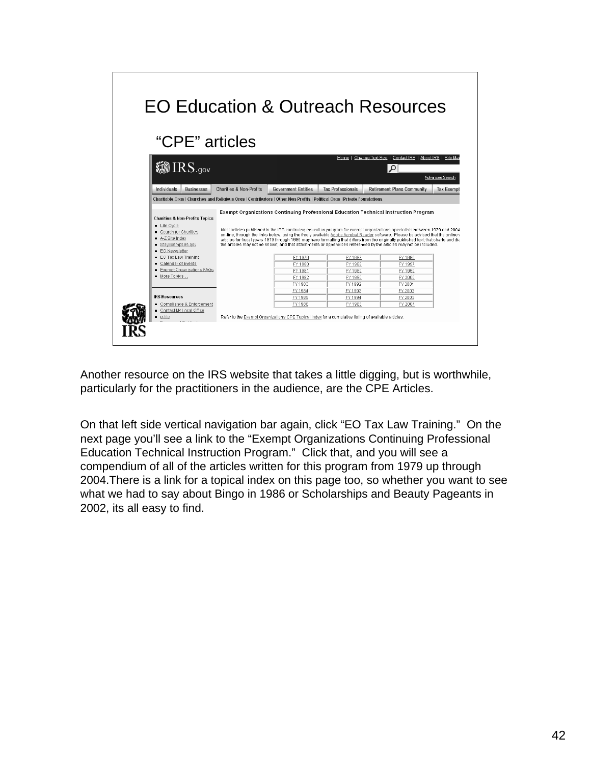## EO Education & Outreach Resources

### "CPE" articles

Exempt Organizations Continuing Professional Education Technical Instruction Program

| FY 1979 | FY 1987 | FY 1996 |
|---|---|---|
| FY 1980 | FY 1988 | FY 1997 |
| FY 1981 | FY 1989 | FY 1999 |
| FY 1982 | FY 1990 | FY 2000 |
| FY 1983 | FY 1992 | FY 2001 |
| FY 1984 | FY 1993 | FY 2002 |
| FY 1985 | FY 1994 | FY 2003 |
| FY 1986 | FY 1995 | FY 2004 |

Refer to the Exempt Organizations CPE Topical Index for a cumulative listing of available articles.

Another resource on the IRS website that takes a little digging, but is worthwhile, particularly for the practitioners in the audience, are the CPE Articles.

On that left side vertical navigation bar again, click "EO Tax Law Training." On the next page you'll see a link to the "Exempt Organizations Continuing Professional Education Technical Instruction Program." Click that, and you will see a compendium of all of the articles written for this program from 1979 up through 2004.There is a link for a topical index on this page too, so whether you want to see what we had to say about Bingo in 1986 or Scholarships and Beauty Pageants in 2002, its all easy to find.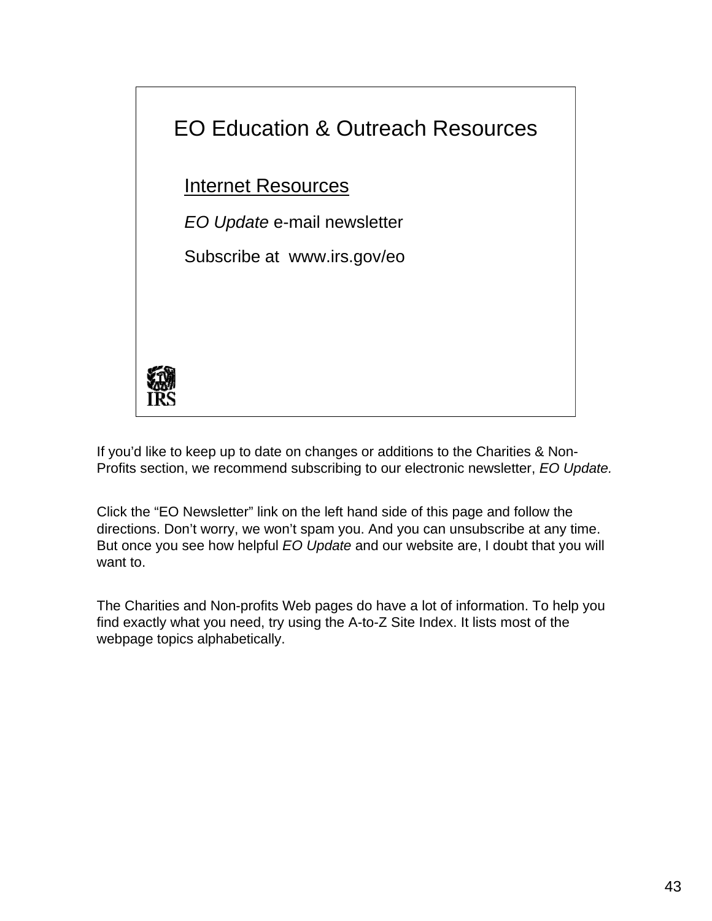# EO Education & Outreach Resources

## Internet Resources

*EO Update* e-mail newsletter

Subscribe at www.irs.gov/eo

If you'd like to keep up to date on changes or additions to the Charities & Non-Profits section, we recommend subscribing to our electronic newsletter, *EO Update.*

Click the "EO Newsletter" link on the left hand side of this page and follow the directions. Don't worry, we won't spam you. And you can unsubscribe at any time. But once you see how helpful *EO Update* and our website are, I doubt that you will want to.

The Charities and Non-profits Web pages do have a lot of information. To help you find exactly what you need, try using the A-to-Z Site Index. It lists most of the webpage topics alphabetically.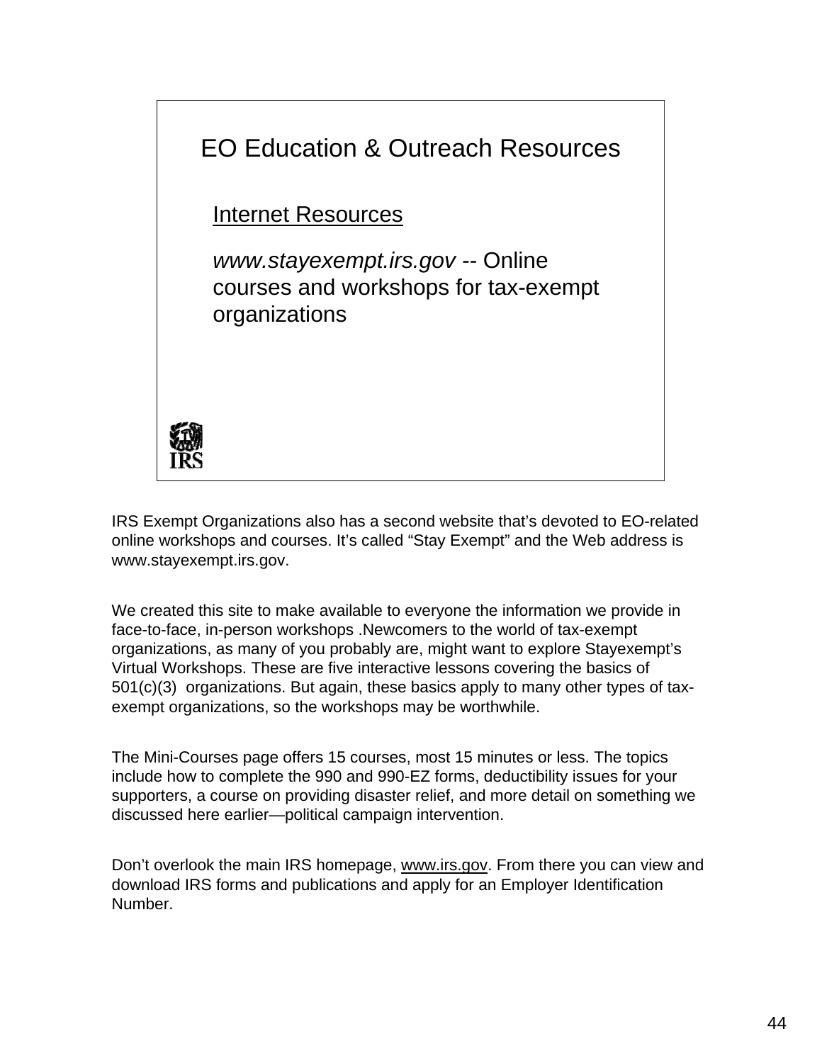## EO Education & Outreach Resources

<u>Internet Resources</u>

*www.stayexempt.irs.gov* -- Online courses and workshops for tax-exempt organizations

IRS Exempt Organizations also has a second website that's devoted to EO-related online workshops and courses. It's called "Stay Exempt" and the Web address is www.stayexempt.irs.gov.

We created this site to make available to everyone the information we provide in face-to-face, in-person workshops .Newcomers to the world of tax-exempt organizations, as many of you probably are, might want to explore Stayexempt's Virtual Workshops. These are five interactive lessons covering the basics of 501(c)(3) organizations. But again, these basics apply to many other types of tax-exempt organizations, so the workshops may be worthwhile.

The Mini-Courses page offers 15 courses, most 15 minutes or less. The topics include how to complete the 990 and 990-EZ forms, deductibility issues for your supporters, a course on providing disaster relief, and more detail on something we discussed here earlier—political campaign intervention.

Don't overlook the main IRS homepage, <u>www.irs.gov</u>. From there you can view and download IRS forms and publications and apply for an Employer Identification Number.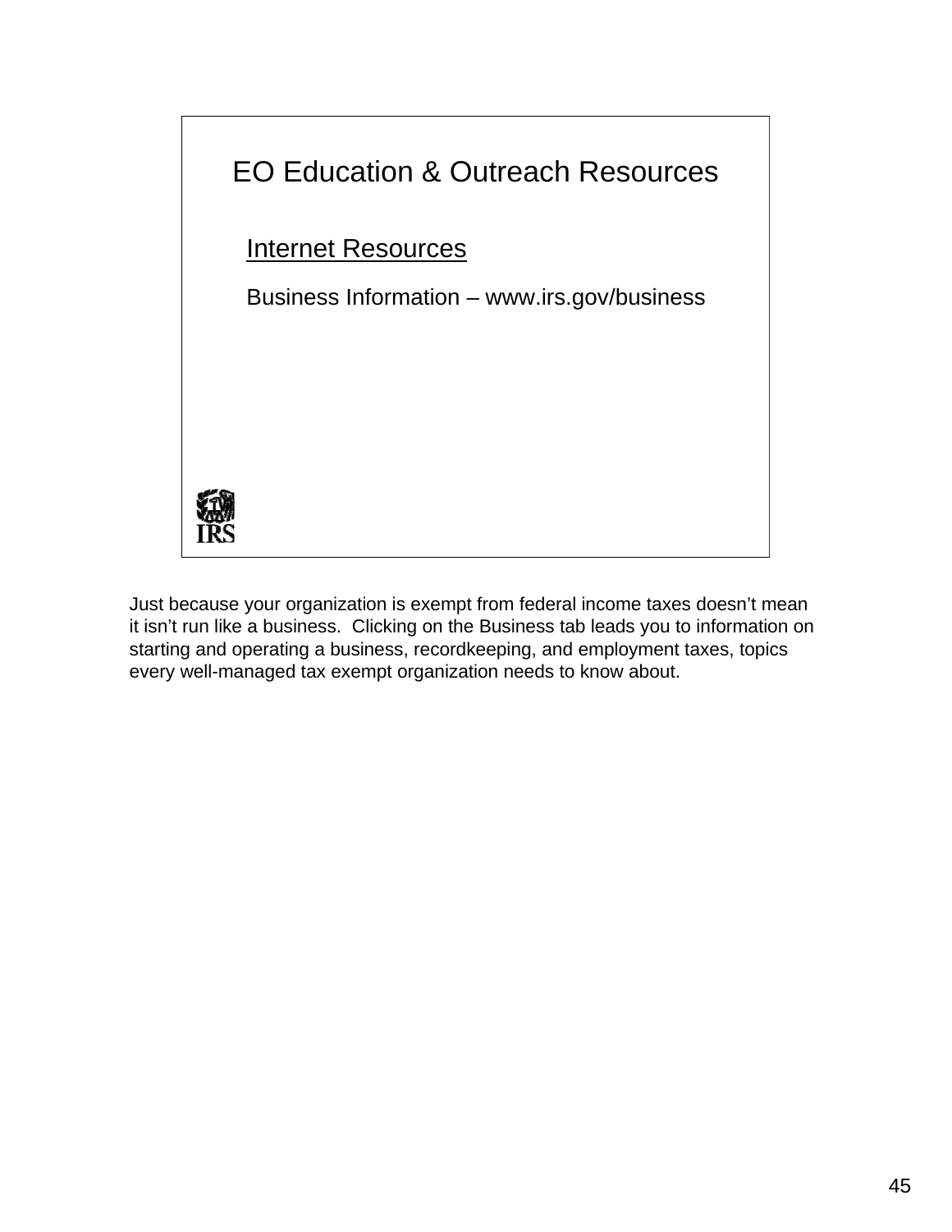## EO Education & Outreach Resources

<u>Internet Resources</u>

Business Information – www.irs.gov/business

Just because your organization is exempt from federal income taxes doesn't mean it isn't run like a business. Clicking on the Business tab leads you to information on starting and operating a business, recordkeeping, and employment taxes, topics every well-managed tax exempt organization needs to know about.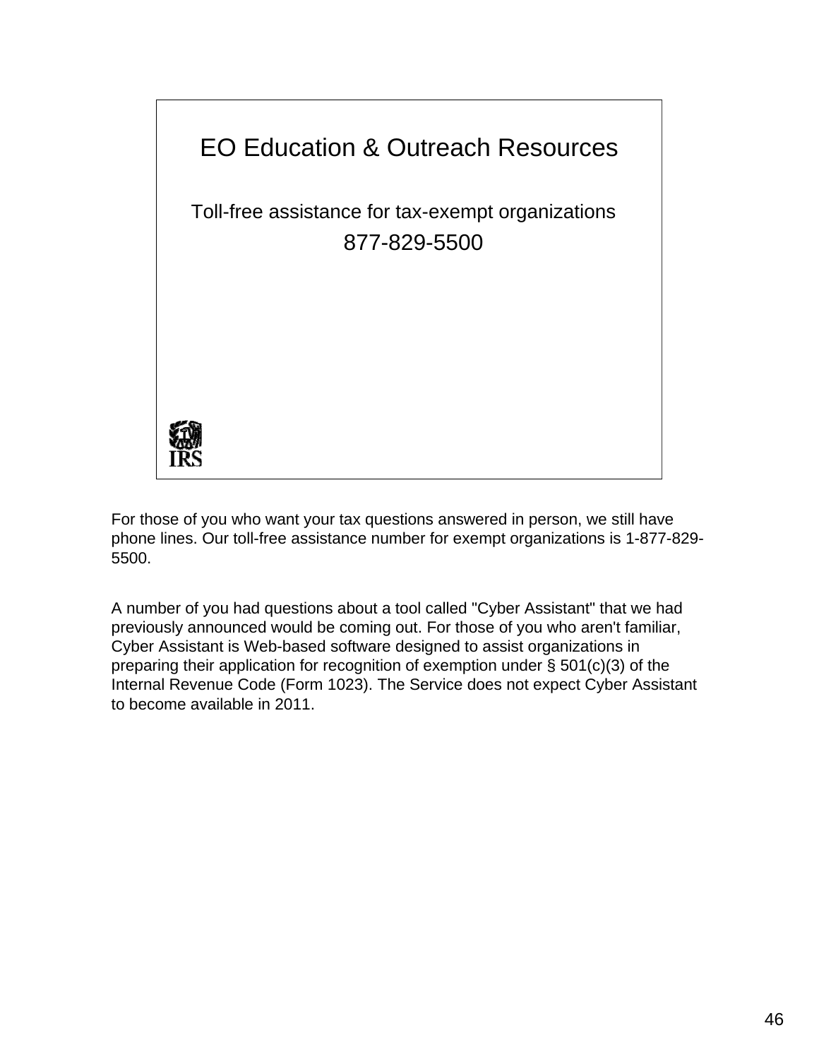## EO Education & Outreach Resources

Toll-free assistance for tax-exempt organizations

877-829-5500

IRS

For those of you who want your tax questions answered in person, we still have phone lines. Our toll-free assistance number for exempt organizations is 1-877-829-5500.

A number of you had questions about a tool called "Cyber Assistant" that we had previously announced would be coming out. For those of you who aren't familiar, Cyber Assistant is Web-based software designed to assist organizations in preparing their application for recognition of exemption under § 501(c)(3) of the Internal Revenue Code (Form 1023). The Service does not expect Cyber Assistant to become available in 2011.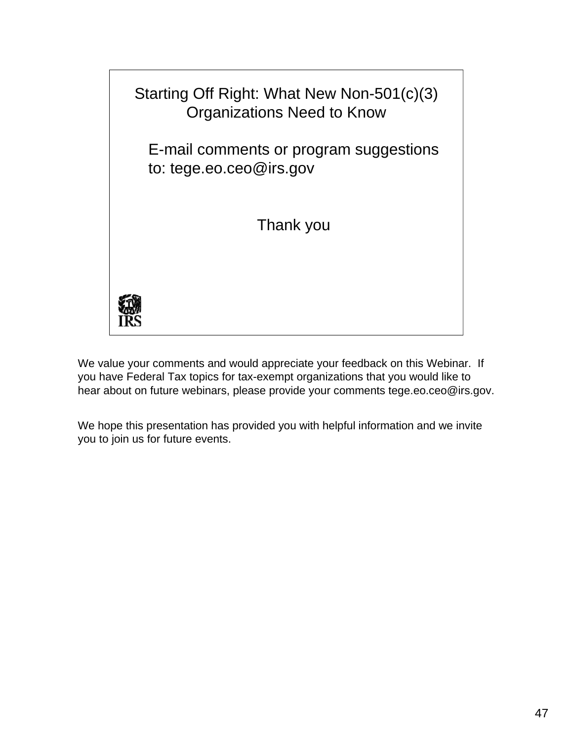Starting Off Right: What New Non-501(c)(3) Organizations Need to Know

E-mail comments or program suggestions to: tege.eo.ceo@irs.gov

Thank you

IRS

We value your comments and would appreciate your feedback on this Webinar. If you have Federal Tax topics for tax-exempt organizations that you would like to hear about on future webinars, please provide your comments tege.eo.ceo@irs.gov.

We hope this presentation has provided you with helpful information and we invite you to join us for future events.